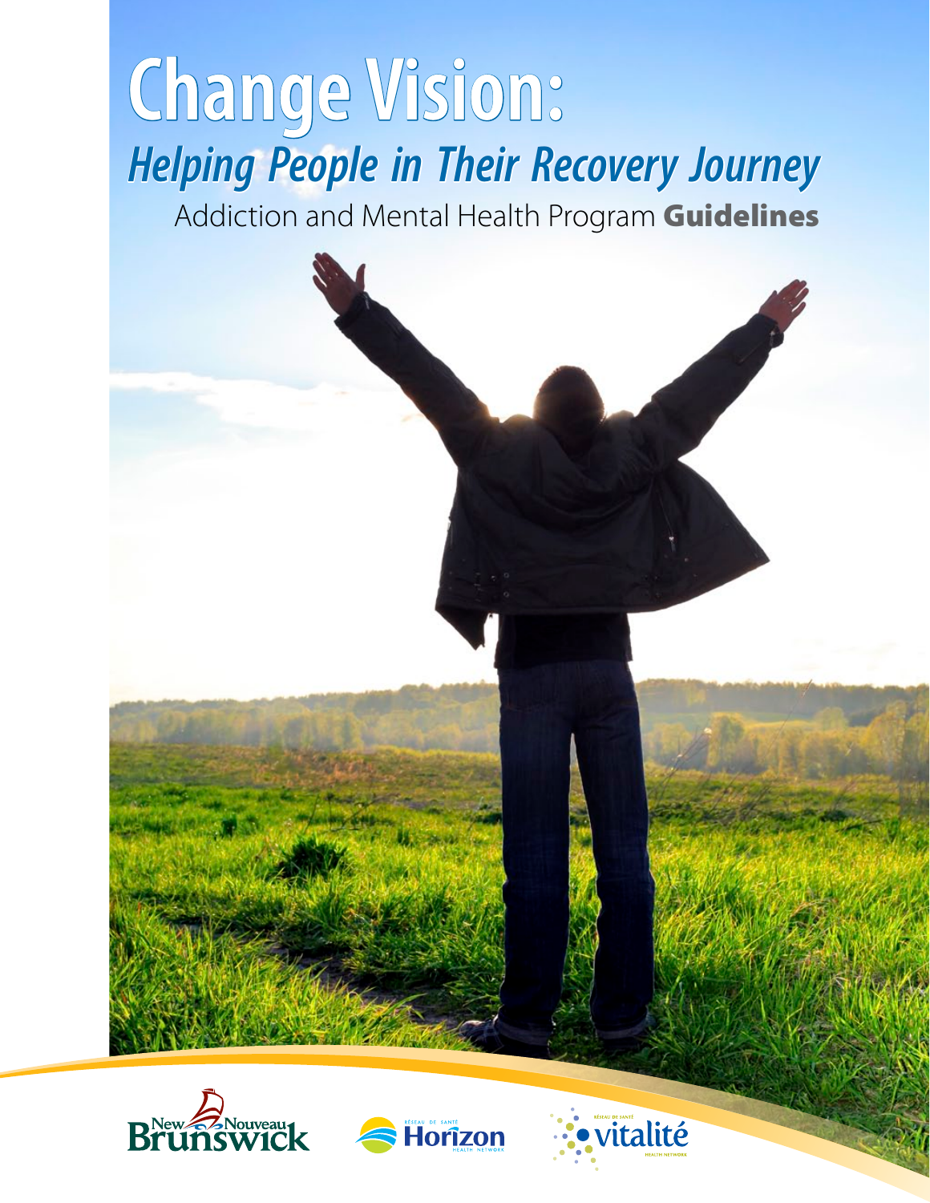# Change Vision:

## *Helping People in Their Recovery Journey*

Addiction and Mental Health Program **Guidelines**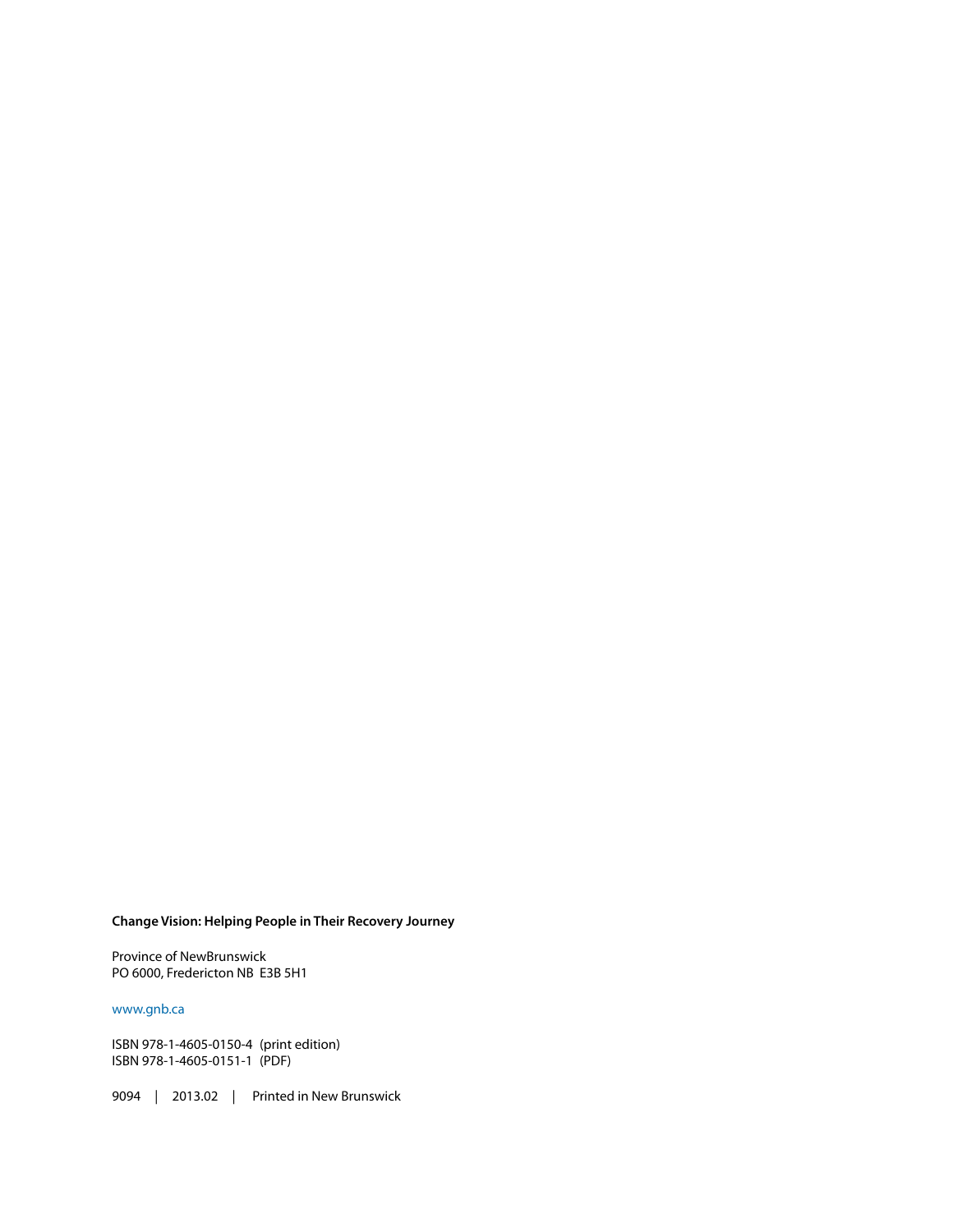**Change Vision: Helping People in Their Recovery Journey**

Province of NewBrunswick
PO 6000, Fredericton NB E3B 5H1

www.gnb.ca

ISBN 978-1-4605-0150-4 (print edition)
ISBN 978-1-4605-0151-1 (PDF)

9094 | 2013.02 | Printed in New Brunswick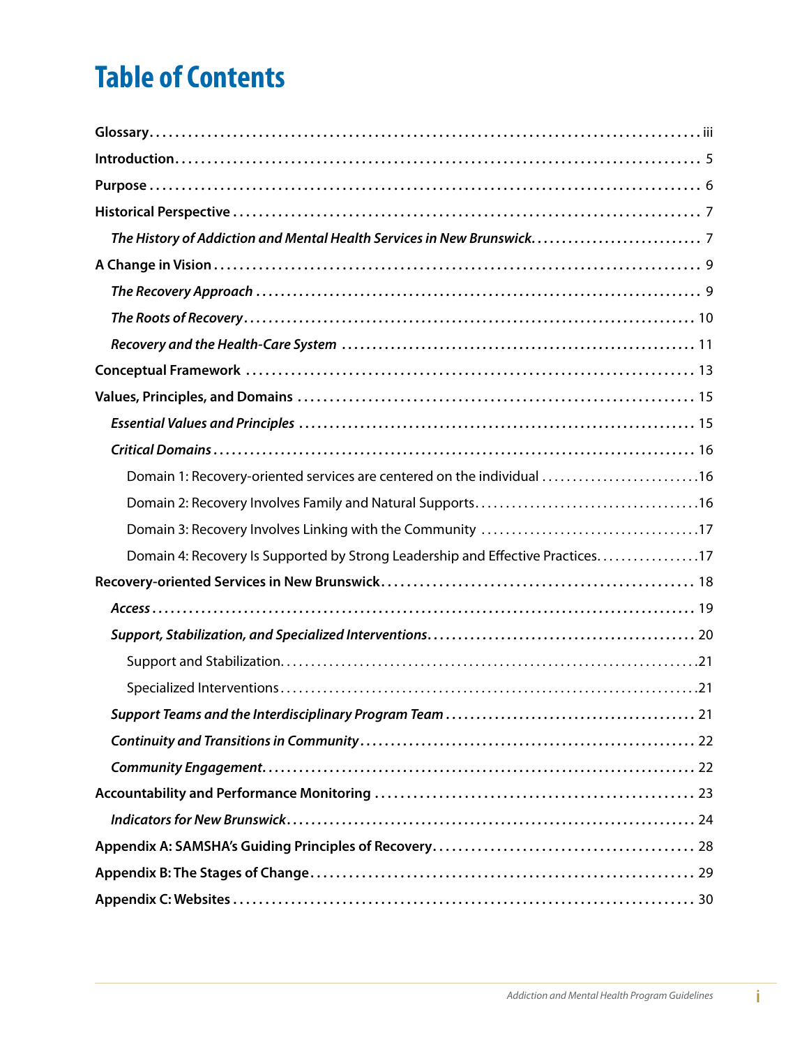# Table of Contents

**Glossary** ... iii

**Introduction** ... 5

**Purpose** ... 6

**Historical Perspective** ... 7

- ***The History of Addiction and Mental Health Services in New Brunswick*** ... 7

**A Change in Vision** ... 9

- ***The Recovery Approach*** ... 9
- ***The Roots of Recovery*** ... 10
- ***Recovery and the Health-Care System*** ... 11

**Conceptual Framework** ... 13

**Values, Principles, and Domains** ... 15

- ***Essential Values and Principles*** ... 15
- ***Critical Domains*** ... 16
  - Domain 1: Recovery-oriented services are centered on the individual ... 16
  - Domain 2: Recovery Involves Family and Natural Supports ... 16
  - Domain 3: Recovery Involves Linking with the Community ... 17
  - Domain 4: Recovery Is Supported by Strong Leadership and Effective Practices ... 17

**Recovery-oriented Services in New Brunswick** ... 18

- ***Access*** ... 19
- ***Support, Stabilization, and Specialized Interventions*** ... 20
  - Support and Stabilization ... 21
  - Specialized Interventions ... 21
- ***Support Teams and the Interdisciplinary Program Team*** ... 21
- ***Continuity and Transitions in Community*** ... 22
- ***Community Engagement*** ... 22

**Accountability and Performance Monitoring** ... 23

- ***Indicators for New Brunswick*** ... 24

**Appendix A: SAMSHA's Guiding Principles of Recovery** ... 28

**Appendix B: The Stages of Change** ... 29

**Appendix C: Websites** ... 30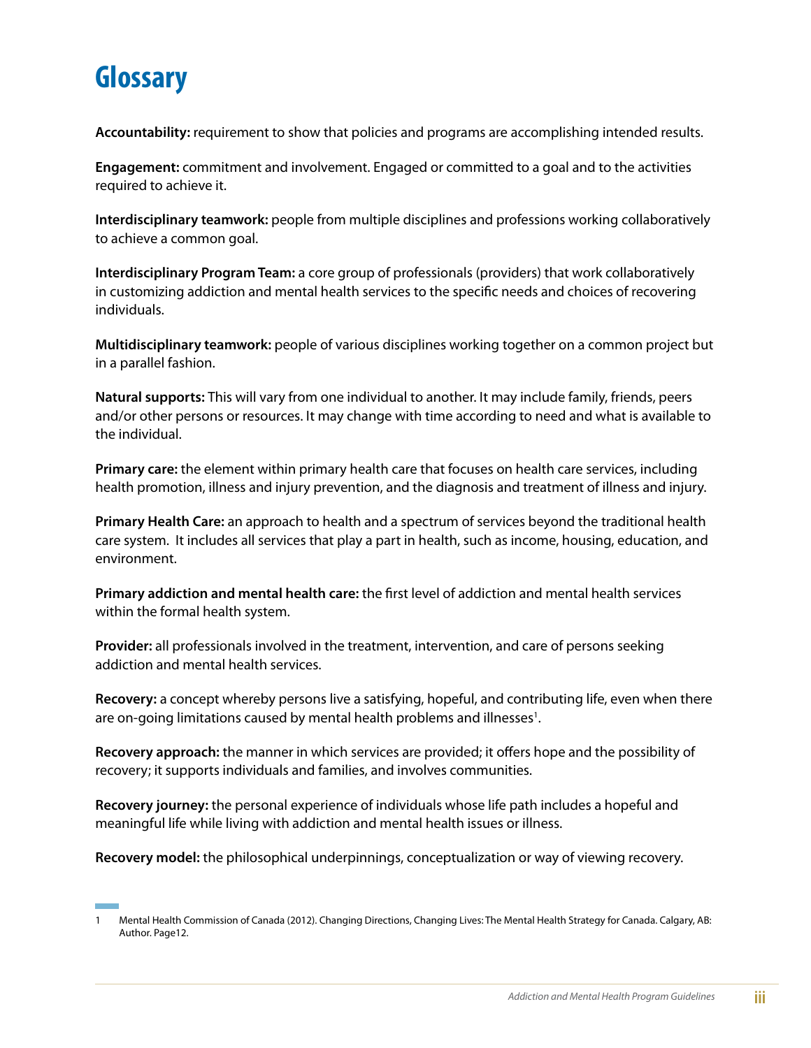# Glossary

**Accountability:** requirement to show that policies and programs are accomplishing intended results.

**Engagement:** commitment and involvement. Engaged or committed to a goal and to the activities required to achieve it.

**Interdisciplinary teamwork:** people from multiple disciplines and professions working collaboratively to achieve a common goal.

**Interdisciplinary Program Team:** a core group of professionals (providers) that work collaboratively in customizing addiction and mental health services to the specific needs and choices of recovering individuals.

**Multidisciplinary teamwork:** people of various disciplines working together on a common project but in a parallel fashion.

**Natural supports:** This will vary from one individual to another. It may include family, friends, peers and/or other persons or resources. It may change with time according to need and what is available to the individual.

**Primary care:** the element within primary health care that focuses on health care services, including health promotion, illness and injury prevention, and the diagnosis and treatment of illness and injury.

**Primary Health Care:** an approach to health and a spectrum of services beyond the traditional health care system. It includes all services that play a part in health, such as income, housing, education, and environment.

**Primary addiction and mental health care:** the first level of addiction and mental health services within the formal health system.

**Provider:** all professionals involved in the treatment, intervention, and care of persons seeking addiction and mental health services.

**Recovery:** a concept whereby persons live a satisfying, hopeful, and contributing life, even when there are on-going limitations caused by mental health problems and illnesses[1].

**Recovery approach:** the manner in which services are provided; it offers hope and the possibility of recovery; it supports individuals and families, and involves communities.

**Recovery journey:** the personal experience of individuals whose life path includes a hopeful and meaningful life while living with addiction and mental health issues or illness.

**Recovery model:** the philosophical underpinnings, conceptualization or way of viewing recovery.

---

1 Mental Health Commission of Canada (2012). Changing Directions, Changing Lives: The Mental Health Strategy for Canada. Calgary, AB: Author. Page12.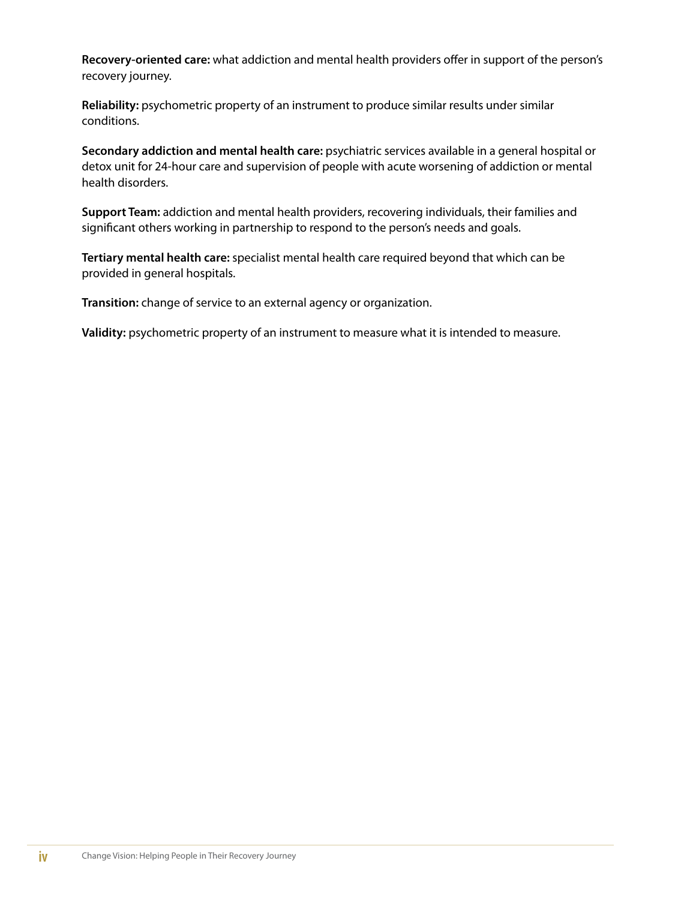**Recovery-oriented care:** what addiction and mental health providers offer in support of the person's recovery journey.

**Reliability:** psychometric property of an instrument to produce similar results under similar conditions.

**Secondary addiction and mental health care:** psychiatric services available in a general hospital or detox unit for 24-hour care and supervision of people with acute worsening of addiction or mental health disorders.

**Support Team:** addiction and mental health providers, recovering individuals, their families and significant others working in partnership to respond to the person's needs and goals.

**Tertiary mental health care:** specialist mental health care required beyond that which can be provided in general hospitals.

**Transition:** change of service to an external agency or organization.

**Validity:** psychometric property of an instrument to measure what it is intended to measure.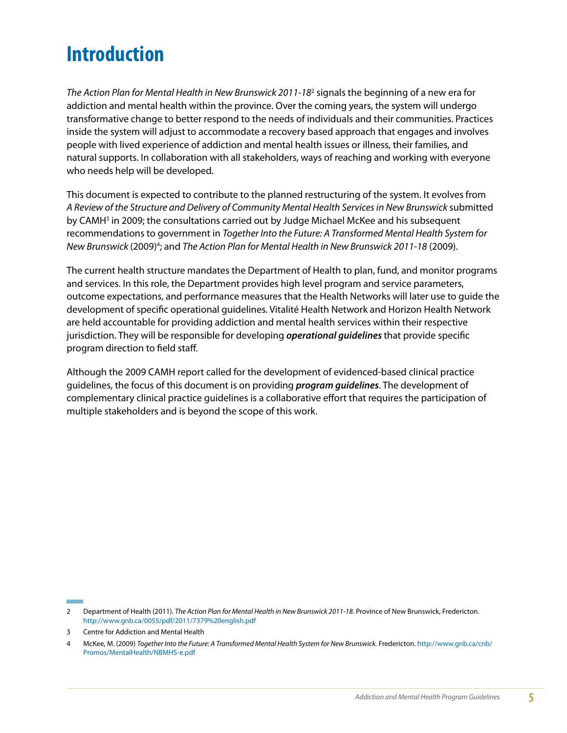# Introduction

*The Action Plan for Mental Health in New Brunswick 2011-18*[2] signals the beginning of a new era for addiction and mental health within the province. Over the coming years, the system will undergo transformative change to better respond to the needs of individuals and their communities. Practices inside the system will adjust to accommodate a recovery based approach that engages and involves people with lived experience of addiction and mental health issues or illness, their families, and natural supports. In collaboration with all stakeholders, ways of reaching and working with everyone who needs help will be developed.

This document is expected to contribute to the planned restructuring of the system. It evolves from *A Review of the Structure and Delivery of Community Mental Health Services in New Brunswick* submitted by CAMH[3] in 2009; the consultations carried out by Judge Michael McKee and his subsequent recommendations to government in *Together Into the Future: A Transformed Mental Health System for New Brunswick* (2009)[4]; and *The Action Plan for Mental Health in New Brunswick 2011-18* (2009).

The current health structure mandates the Department of Health to plan, fund, and monitor programs and services. In this role, the Department provides high level program and service parameters, outcome expectations, and performance measures that the Health Networks will later use to guide the development of specific operational guidelines. Vitalité Health Network and Horizon Health Network are held accountable for providing addiction and mental health services within their respective jurisdiction. They will be responsible for developing ***operational guidelines*** that provide specific program direction to field staff.

Although the 2009 CAMH report called for the development of evidenced-based clinical practice guidelines, the focus of this document is on providing ***program guidelines***. The development of complementary clinical practice guidelines is a collaborative effort that requires the participation of multiple stakeholders and is beyond the scope of this work.

---

2 Department of Health (2011). *The Action Plan for Mental Health in New Brunswick 2011-18.* Province of New Brunswick, Fredericton. http://www.gnb.ca/0055/pdf/2011/7379%20english.pdf

3 Centre for Addiction and Mental Health

4 McKee, M. (2009) *Together Into the Future: A Transformed Mental Health System for New Brunswick.* Fredericton. http://www.gnb.ca/cnb/Promos/MentalHealth/NBMHS-e.pdf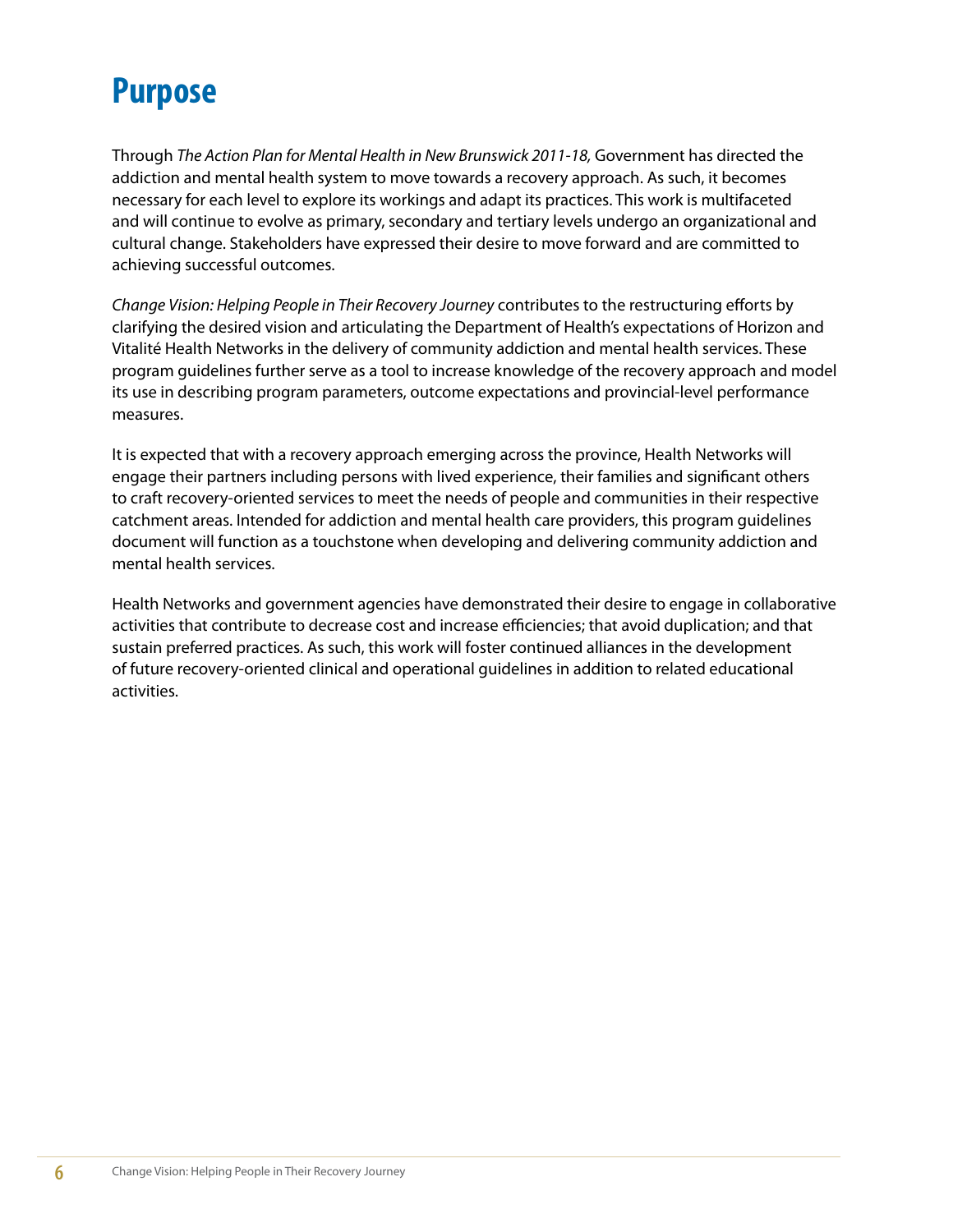# Purpose

Through *The Action Plan for Mental Health in New Brunswick 2011-18,* Government has directed the addiction and mental health system to move towards a recovery approach. As such, it becomes necessary for each level to explore its workings and adapt its practices. This work is multifaceted and will continue to evolve as primary, secondary and tertiary levels undergo an organizational and cultural change. Stakeholders have expressed their desire to move forward and are committed to achieving successful outcomes.

*Change Vision: Helping People in Their Recovery Journey* contributes to the restructuring efforts by clarifying the desired vision and articulating the Department of Health's expectations of Horizon and Vitalité Health Networks in the delivery of community addiction and mental health services. These program guidelines further serve as a tool to increase knowledge of the recovery approach and model its use in describing program parameters, outcome expectations and provincial-level performance measures.

It is expected that with a recovery approach emerging across the province, Health Networks will engage their partners including persons with lived experience, their families and significant others to craft recovery-oriented services to meet the needs of people and communities in their respective catchment areas. Intended for addiction and mental health care providers, this program guidelines document will function as a touchstone when developing and delivering community addiction and mental health services.

Health Networks and government agencies have demonstrated their desire to engage in collaborative activities that contribute to decrease cost and increase efficiencies; that avoid duplication; and that sustain preferred practices. As such, this work will foster continued alliances in the development of future recovery-oriented clinical and operational guidelines in addition to related educational activities.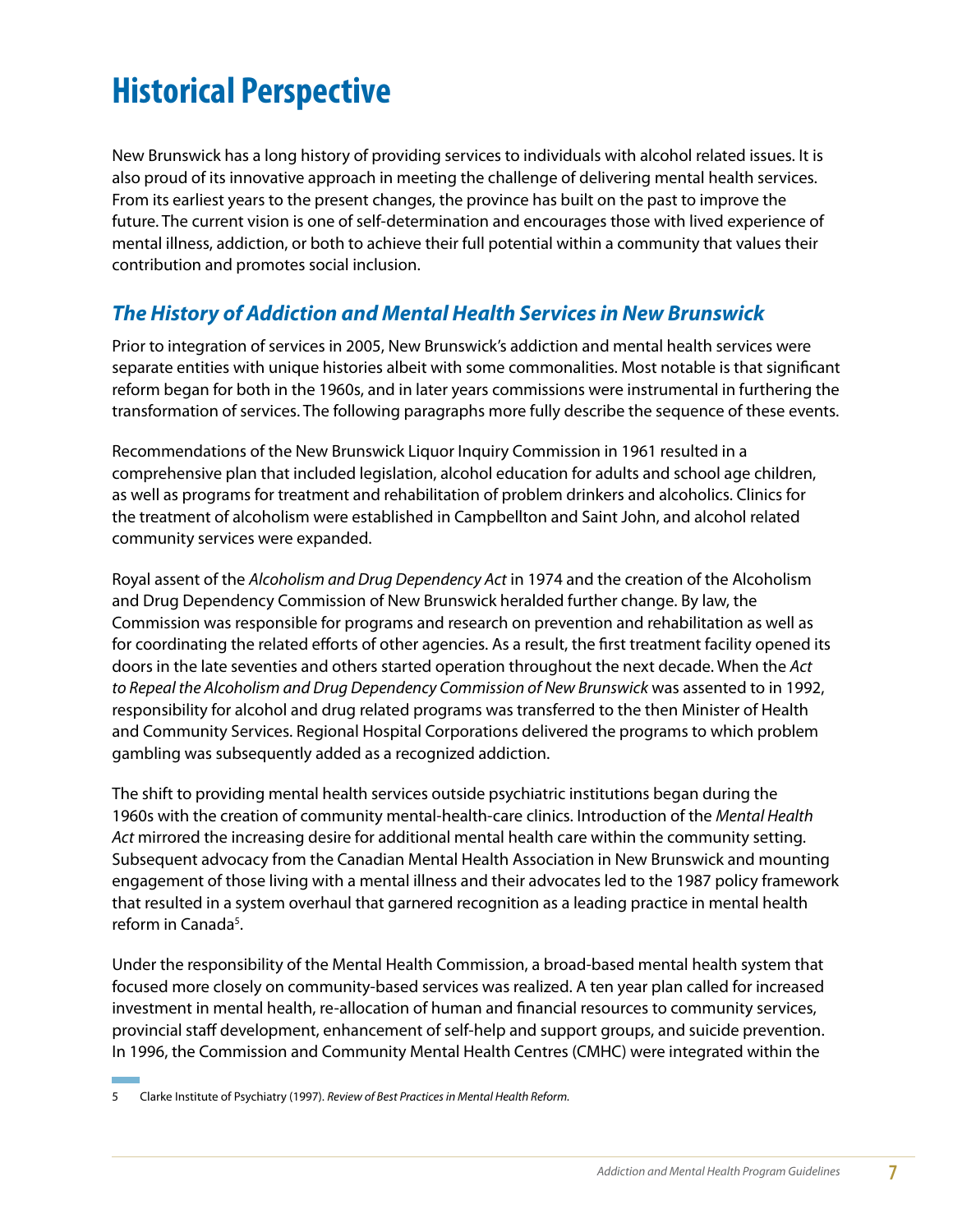# Historical Perspective

New Brunswick has a long history of providing services to individuals with alcohol related issues. It is also proud of its innovative approach in meeting the challenge of delivering mental health services. From its earliest years to the present changes, the province has built on the past to improve the future. The current vision is one of self-determination and encourages those with lived experience of mental illness, addiction, or both to achieve their full potential within a community that values their contribution and promotes social inclusion.

## *The History of Addiction and Mental Health Services in New Brunswick*

Prior to integration of services in 2005, New Brunswick's addiction and mental health services were separate entities with unique histories albeit with some commonalities. Most notable is that significant reform began for both in the 1960s, and in later years commissions were instrumental in furthering the transformation of services. The following paragraphs more fully describe the sequence of these events.

Recommendations of the New Brunswick Liquor Inquiry Commission in 1961 resulted in a comprehensive plan that included legislation, alcohol education for adults and school age children, as well as programs for treatment and rehabilitation of problem drinkers and alcoholics. Clinics for the treatment of alcoholism were established in Campbellton and Saint John, and alcohol related community services were expanded.

Royal assent of the *Alcoholism and Drug Dependency Act* in 1974 and the creation of the Alcoholism and Drug Dependency Commission of New Brunswick heralded further change. By law, the Commission was responsible for programs and research on prevention and rehabilitation as well as for coordinating the related efforts of other agencies. As a result, the first treatment facility opened its doors in the late seventies and others started operation throughout the next decade. When the *Act to Repeal the Alcoholism and Drug Dependency Commission of New Brunswick* was assented to in 1992, responsibility for alcohol and drug related programs was transferred to the then Minister of Health and Community Services. Regional Hospital Corporations delivered the programs to which problem gambling was subsequently added as a recognized addiction.

The shift to providing mental health services outside psychiatric institutions began during the 1960s with the creation of community mental-health-care clinics. Introduction of the *Mental Health Act* mirrored the increasing desire for additional mental health care within the community setting. Subsequent advocacy from the Canadian Mental Health Association in New Brunswick and mounting engagement of those living with a mental illness and their advocates led to the 1987 policy framework that resulted in a system overhaul that garnered recognition as a leading practice in mental health reform in Canada[5].

Under the responsibility of the Mental Health Commission, a broad-based mental health system that focused more closely on community-based services was realized. A ten year plan called for increased investment in mental health, re-allocation of human and financial resources to community services, provincial staff development, enhancement of self-help and support groups, and suicide prevention. In 1996, the Commission and Community Mental Health Centres (CMHC) were integrated within the

5 Clarke Institute of Psychiatry (1997). *Review of Best Practices in Mental Health Reform.*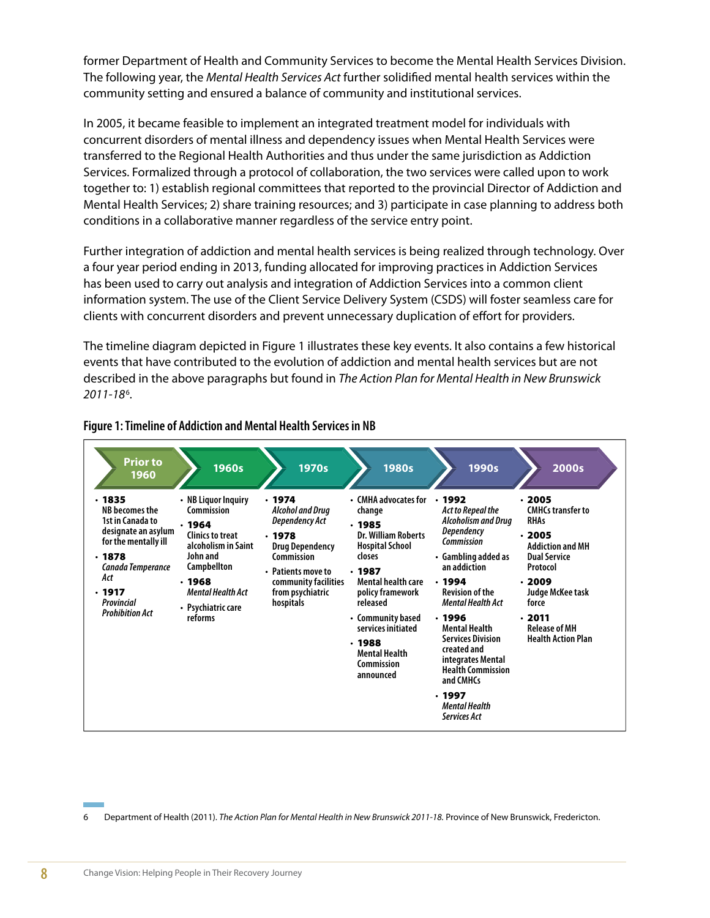former Department of Health and Community Services to become the Mental Health Services Division. The following year, the *Mental Health Services Act* further solidified mental health services within the community setting and ensured a balance of community and institutional services.

In 2005, it became feasible to implement an integrated treatment model for individuals with concurrent disorders of mental illness and dependency issues when Mental Health Services were transferred to the Regional Health Authorities and thus under the same jurisdiction as Addiction Services. Formalized through a protocol of collaboration, the two services were called upon to work together to: 1) establish regional committees that reported to the provincial Director of Addiction and Mental Health Services; 2) share training resources; and 3) participate in case planning to address both conditions in a collaborative manner regardless of the service entry point.

Further integration of addiction and mental health services is being realized through technology. Over a four year period ending in 2013, funding allocated for improving practices in Addiction Services has been used to carry out analysis and integration of Addiction Services into a common client information system. The use of the Client Service Delivery System (CSDS) will foster seamless care for clients with concurrent disorders and prevent unnecessary duplication of effort for providers.

The timeline diagram depicted in Figure 1 illustrates these key events. It also contains a few historical events that have contributed to the evolution of addiction and mental health services but are not described in the above paragraphs but found in *The Action Plan for Mental Health in New Brunswick 2011-18*[6].

**Figure 1: Timeline of Addiction and Mental Health Services in NB**

| Prior to 1960 | 1960s | 1970s | 1980s | 1990s | 2000s |
|---|---|---|---|---|---|
| • **1835** NB becomes the 1st in Canada to designate an asylum for the mentally ill<br>• **1878** *Canada Temperance Act*<br>• **1917** *Provincial Prohibition Act* | • NB Liquor Inquiry Commission<br>• **1964** Clinics to treat alcoholism in Saint John and Campbellton<br>• **1968** *Mental Health Act*<br>• Psychiatric care reforms | • **1974** *Alcohol and Drug Dependency Act*<br>• **1978** Drug Dependency Commission<br>• Patients move to community facilities from psychiatric hospitals | • CMHA advocates for change<br>• **1985** Dr. William Roberts Hospital School closes<br>• **1987** Mental health care policy framework released<br>• Community based services initiated<br>• **1988** Mental Health Commission announced | • **1992** *Act to Repeal the Alcoholism and Drug Dependency Commission*<br>• Gambling added as an addiction<br>• **1994** Revision of the *Mental Health Act*<br>• **1996** Mental Health Services Division created and integrates Mental Health Commission and CMHCs<br>• **1997** *Mental Health Services Act* | • **2005** CMHCs transfer to RHAs<br>• **2005** Addiction and MH Dual Service Protocol<br>• **2009** Judge McKee task force<br>• **2011** Release of MH Health Action Plan |

6 Department of Health (2011). *The Action Plan for Mental Health in New Brunswick 2011-18.* Province of New Brunswick, Fredericton.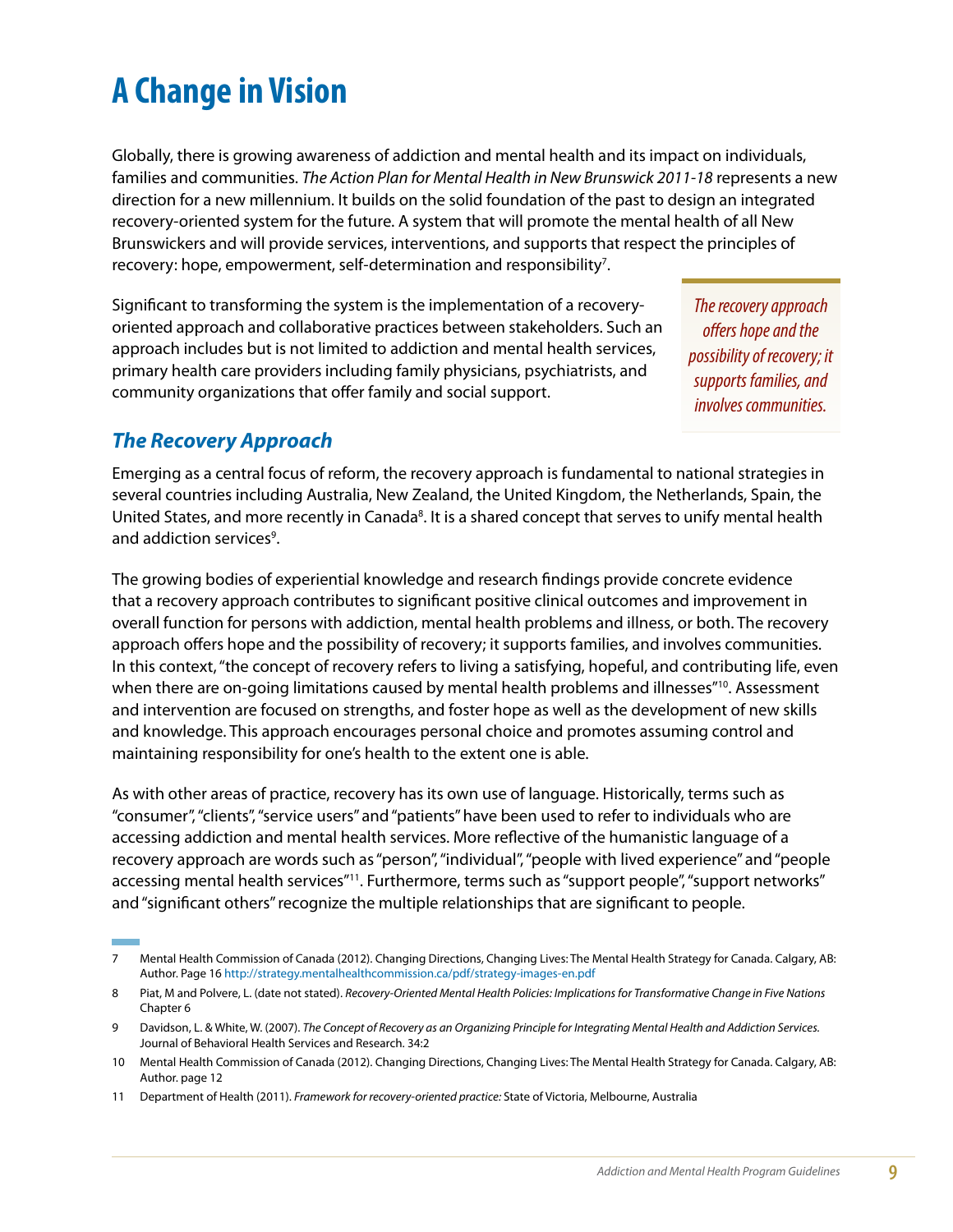# A Change in Vision

Globally, there is growing awareness of addiction and mental health and its impact on individuals, families and communities. *The Action Plan for Mental Health in New Brunswick 2011-18* represents a new direction for a new millennium. It builds on the solid foundation of the past to design an integrated recovery-oriented system for the future. A system that will promote the mental health of all New Brunswickers and will provide services, interventions, and supports that respect the principles of recovery: hope, empowerment, self-determination and responsibility[7].

Significant to transforming the system is the implementation of a recovery-oriented approach and collaborative practices between stakeholders. Such an approach includes but is not limited to addiction and mental health services, primary health care providers including family physicians, psychiatrists, and community organizations that offer family and social support.

> *The recovery approach offers hope and the possibility of recovery; it supports families, and involves communities.*

## *The Recovery Approach*

Emerging as a central focus of reform, the recovery approach is fundamental to national strategies in several countries including Australia, New Zealand, the United Kingdom, the Netherlands, Spain, the United States, and more recently in Canada[8]. It is a shared concept that serves to unify mental health and addiction services[9].

The growing bodies of experiential knowledge and research findings provide concrete evidence that a recovery approach contributes to significant positive clinical outcomes and improvement in overall function for persons with addiction, mental health problems and illness, or both. The recovery approach offers hope and the possibility of recovery; it supports families, and involves communities. In this context, "the concept of recovery refers to living a satisfying, hopeful, and contributing life, even when there are on-going limitations caused by mental health problems and illnesses"[10]. Assessment and intervention are focused on strengths, and foster hope as well as the development of new skills and knowledge. This approach encourages personal choice and promotes assuming control and maintaining responsibility for one's health to the extent one is able.

As with other areas of practice, recovery has its own use of language. Historically, terms such as "consumer", "clients", "service users" and "patients" have been used to refer to individuals who are accessing addiction and mental health services. More reflective of the humanistic language of a recovery approach are words such as "person", "individual", "people with lived experience" and "people accessing mental health services"[11]. Furthermore, terms such as "support people", "support networks" and "significant others" recognize the multiple relationships that are significant to people.

---

7 Mental Health Commission of Canada (2012). Changing Directions, Changing Lives: The Mental Health Strategy for Canada. Calgary, AB: Author. Page 16 http://strategy.mentalhealthcommission.ca/pdf/strategy-images-en.pdf

8 Piat, M and Polvere, L. (date not stated). *Recovery-Oriented Mental Health Policies: Implications for Transformative Change in Five Nations* Chapter 6

9 Davidson, L. & White, W. (2007). *The Concept of Recovery as an Organizing Principle for Integrating Mental Health and Addiction Services.* Journal of Behavioral Health Services and Research. 34:2

10 Mental Health Commission of Canada (2012). Changing Directions, Changing Lives: The Mental Health Strategy for Canada. Calgary, AB: Author. page 12

11 Department of Health (2011). *Framework for recovery-oriented practice:* State of Victoria, Melbourne, Australia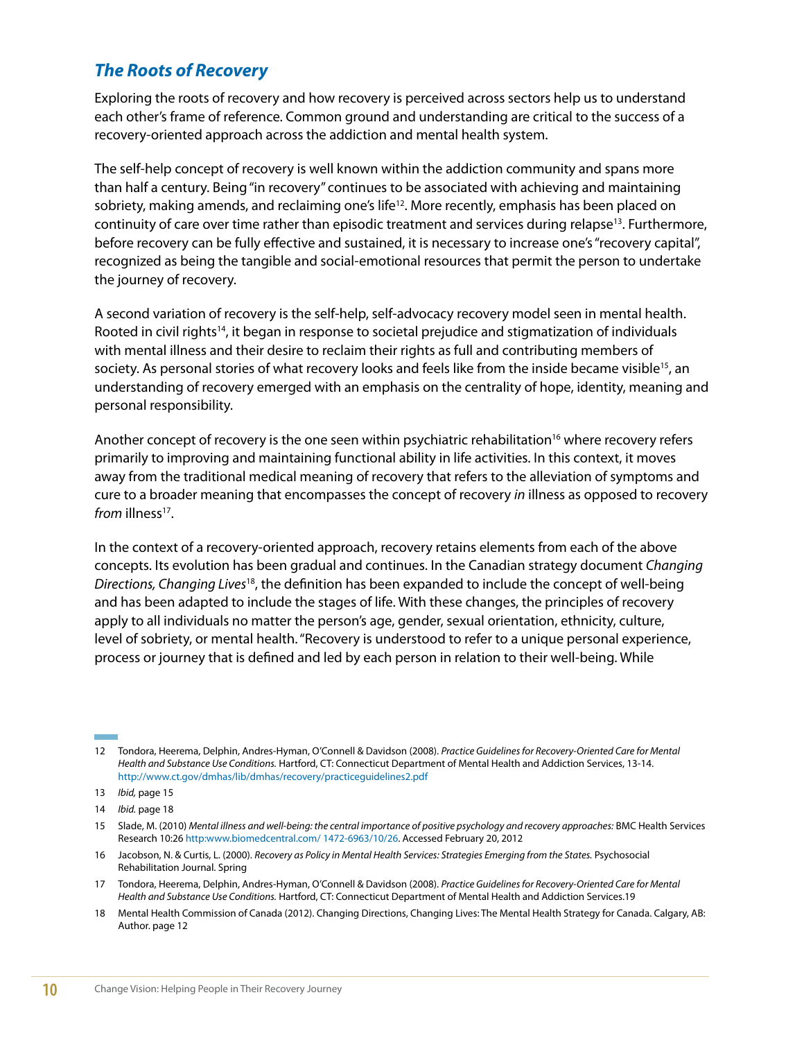## *The Roots of Recovery*

Exploring the roots of recovery and how recovery is perceived across sectors help us to understand each other's frame of reference. Common ground and understanding are critical to the success of a recovery-oriented approach across the addiction and mental health system.

The self-help concept of recovery is well known within the addiction community and spans more than half a century. Being "in recovery" continues to be associated with achieving and maintaining sobriety, making amends, and reclaiming one's life[12]. More recently, emphasis has been placed on continuity of care over time rather than episodic treatment and services during relapse[13]. Furthermore, before recovery can be fully effective and sustained, it is necessary to increase one's "recovery capital", recognized as being the tangible and social-emotional resources that permit the person to undertake the journey of recovery.

A second variation of recovery is the self-help, self-advocacy recovery model seen in mental health. Rooted in civil rights[14], it began in response to societal prejudice and stigmatization of individuals with mental illness and their desire to reclaim their rights as full and contributing members of society. As personal stories of what recovery looks and feels like from the inside became visible[15], an understanding of recovery emerged with an emphasis on the centrality of hope, identity, meaning and personal responsibility.

Another concept of recovery is the one seen within psychiatric rehabilitation[16] where recovery refers primarily to improving and maintaining functional ability in life activities. In this context, it moves away from the traditional medical meaning of recovery that refers to the alleviation of symptoms and cure to a broader meaning that encompasses the concept of recovery *in* illness as opposed to recovery *from* illness[17].

In the context of a recovery-oriented approach, recovery retains elements from each of the above concepts. Its evolution has been gradual and continues. In the Canadian strategy document *Changing Directions, Changing Lives*[18], the definition has been expanded to include the concept of well-being and has been adapted to include the stages of life. With these changes, the principles of recovery apply to all individuals no matter the person's age, gender, sexual orientation, ethnicity, culture, level of sobriety, or mental health. "Recovery is understood to refer to a unique personal experience, process or journey that is defined and led by each person in relation to their well-being. While

---

12 Tondora, Heerema, Delphin, Andres-Hyman, O'Connell & Davidson (2008). *Practice Guidelines for Recovery-Oriented Care for Mental Health and Substance Use Conditions.* Hartford, CT: Connecticut Department of Mental Health and Addiction Services, 13-14. http://www.ct.gov/dmhas/lib/dmhas/recovery/practiceguidelines2.pdf

13 *Ibid,* page 15

14 *Ibid.* page 18

15 Slade, M. (2010) *Mental illness and well-being: the central importance of positive psychology and recovery approaches:* BMC Health Services Research 10:26 http:www.biomedcentral.com/ 1472-6963/10/26. Accessed February 20, 2012

16 Jacobson, N. & Curtis, L. (2000). *Recovery as Policy in Mental Health Services: Strategies Emerging from the States.* Psychosocial Rehabilitation Journal. Spring

17 Tondora, Heerema, Delphin, Andres-Hyman, O'Connell & Davidson (2008). *Practice Guidelines for Recovery-Oriented Care for Mental Health and Substance Use Conditions.* Hartford, CT: Connecticut Department of Mental Health and Addiction Services.19

18 Mental Health Commission of Canada (2012). Changing Directions, Changing Lives: The Mental Health Strategy for Canada. Calgary, AB: Author. page 12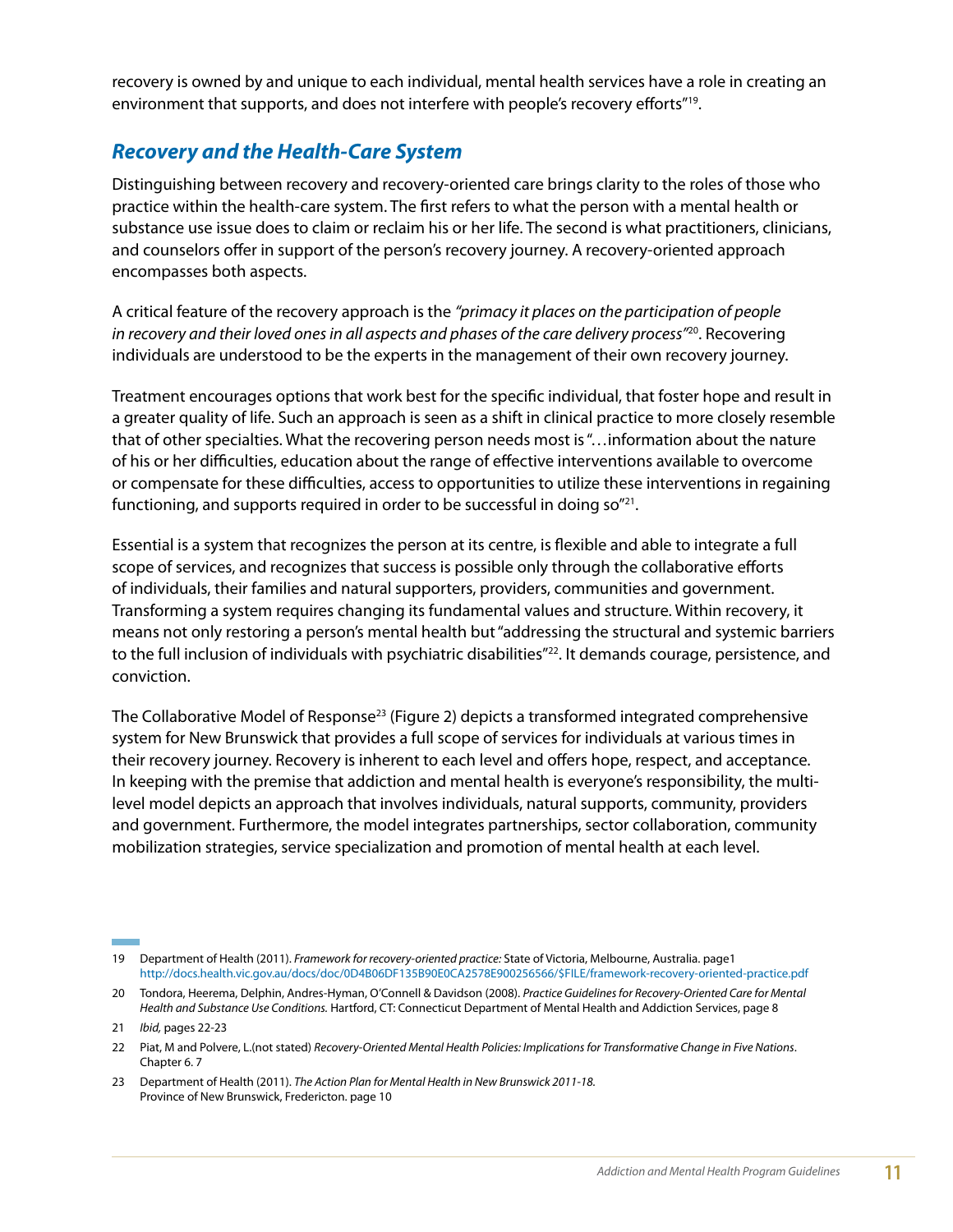recovery is owned by and unique to each individual, mental health services have a role in creating an environment that supports, and does not interfere with people's recovery efforts"[19].

## *Recovery and the Health-Care System*

Distinguishing between recovery and recovery-oriented care brings clarity to the roles of those who practice within the health-care system. The first refers to what the person with a mental health or substance use issue does to claim or reclaim his or her life. The second is what practitioners, clinicians, and counselors offer in support of the person's recovery journey. A recovery-oriented approach encompasses both aspects.

A critical feature of the recovery approach is the *"primacy it places on the participation of people in recovery and their loved ones in all aspects and phases of the care delivery process"*[20]. Recovering individuals are understood to be the experts in the management of their own recovery journey.

Treatment encourages options that work best for the specific individual, that foster hope and result in a greater quality of life. Such an approach is seen as a shift in clinical practice to more closely resemble that of other specialties. What the recovering person needs most is "…information about the nature of his or her difficulties, education about the range of effective interventions available to overcome or compensate for these difficulties, access to opportunities to utilize these interventions in regaining functioning, and supports required in order to be successful in doing so"[21].

Essential is a system that recognizes the person at its centre, is flexible and able to integrate a full scope of services, and recognizes that success is possible only through the collaborative efforts of individuals, their families and natural supporters, providers, communities and government. Transforming a system requires changing its fundamental values and structure. Within recovery, it means not only restoring a person's mental health but "addressing the structural and systemic barriers to the full inclusion of individuals with psychiatric disabilities"[22]. It demands courage, persistence, and conviction.

The Collaborative Model of Response[23] (Figure 2) depicts a transformed integrated comprehensive system for New Brunswick that provides a full scope of services for individuals at various times in their recovery journey. Recovery is inherent to each level and offers hope, respect, and acceptance. In keeping with the premise that addiction and mental health is everyone's responsibility, the multi-level model depicts an approach that involves individuals, natural supports, community, providers and government. Furthermore, the model integrates partnerships, sector collaboration, community mobilization strategies, service specialization and promotion of mental health at each level.

---

19 Department of Health (2011). *Framework for recovery-oriented practice:* State of Victoria, Melbourne, Australia. page1 http://docs.health.vic.gov.au/docs/doc/0D4B06DF135B90E0CA2578E900256566/$FILE/framework-recovery-oriented-practice.pdf

20 Tondora, Heerema, Delphin, Andres-Hyman, O'Connell & Davidson (2008). *Practice Guidelines for Recovery-Oriented Care for Mental Health and Substance Use Conditions.* Hartford, CT: Connecticut Department of Mental Health and Addiction Services, page 8

21 *Ibid,* pages 22-23

22 Piat, M and Polvere, L.(not stated) *Recovery-Oriented Mental Health Policies: Implications for Transformative Change in Five Nations*. Chapter 6. 7

23 Department of Health (2011). *The Action Plan for Mental Health in New Brunswick 2011-18.* Province of New Brunswick, Fredericton. page 10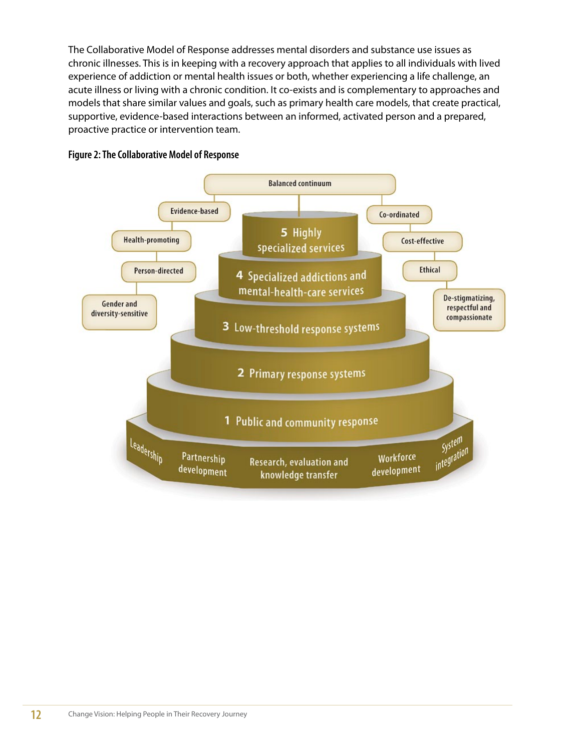The Collaborative Model of Response addresses mental disorders and substance use issues as chronic illnesses. This is in keeping with a recovery approach that applies to all individuals with lived experience of addiction or mental health issues or both, whether experiencing a life challenge, an acute illness or living with a chronic condition. It co-exists and is complementary to approaches and models that share similar values and goals, such as primary health care models, that create practical, supportive, evidence-based interactions between an informed, activated person and a prepared, proactive practice or intervention team.

**Figure 2: The Collaborative Model of Response**

Balanced continuum

Evidence-based

Health-promoting

Person-directed

Gender and diversity-sensitive

Co-ordinated

Cost-effective

Ethical

De-stigmatizing, respectful and compassionate

5 Highly specialized services

4 Specialized addictions and mental-health-care services

3 Low-threshold response systems

2 Primary response systems

1 Public and community response

Leadership

Partnership development

Research, evaluation and knowledge transfer

Workforce development

System integration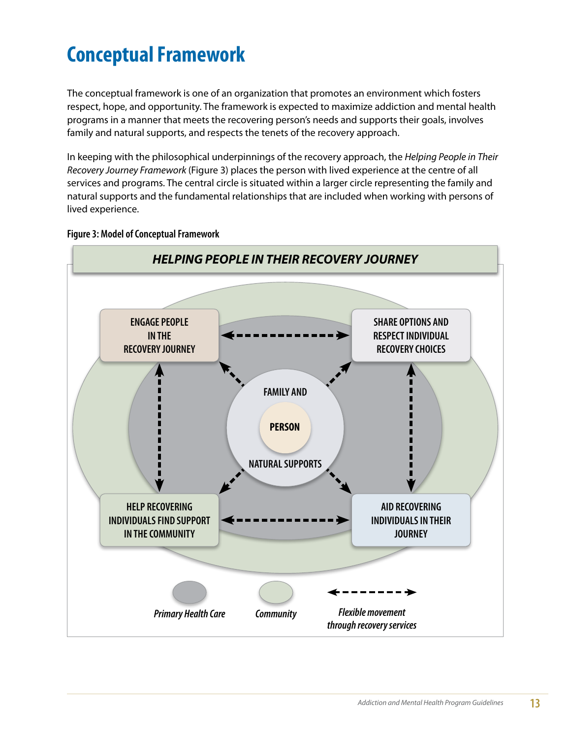# Conceptual Framework

The conceptual framework is one of an organization that promotes an environment which fosters respect, hope, and opportunity. The framework is expected to maximize addiction and mental health programs in a manner that meets the recovering person's needs and supports their goals, involves family and natural supports, and respects the tenets of the recovery approach.

In keeping with the philosophical underpinnings of the recovery approach, the *Helping People in Their Recovery Journey Framework* (Figure 3) places the person with lived experience at the centre of all services and programs. The central circle is situated within a larger circle representing the family and natural supports and the fundamental relationships that are included when working with persons of lived experience.

**Figure 3: Model of Conceptual Framework**

HELPING PEOPLE IN THEIR RECOVERY JOURNEY

ENGAGE PEOPLE IN THE RECOVERY JOURNEY

SHARE OPTIONS AND RESPECT INDIVIDUAL RECOVERY CHOICES

FAMILY AND

PERSON

NATURAL SUPPORTS

HELP RECOVERING INDIVIDUALS FIND SUPPORT IN THE COMMUNITY

AID RECOVERING INDIVIDUALS IN THEIR JOURNEY

*Primary Health Care*

*Community*

*Flexible movement through recovery services*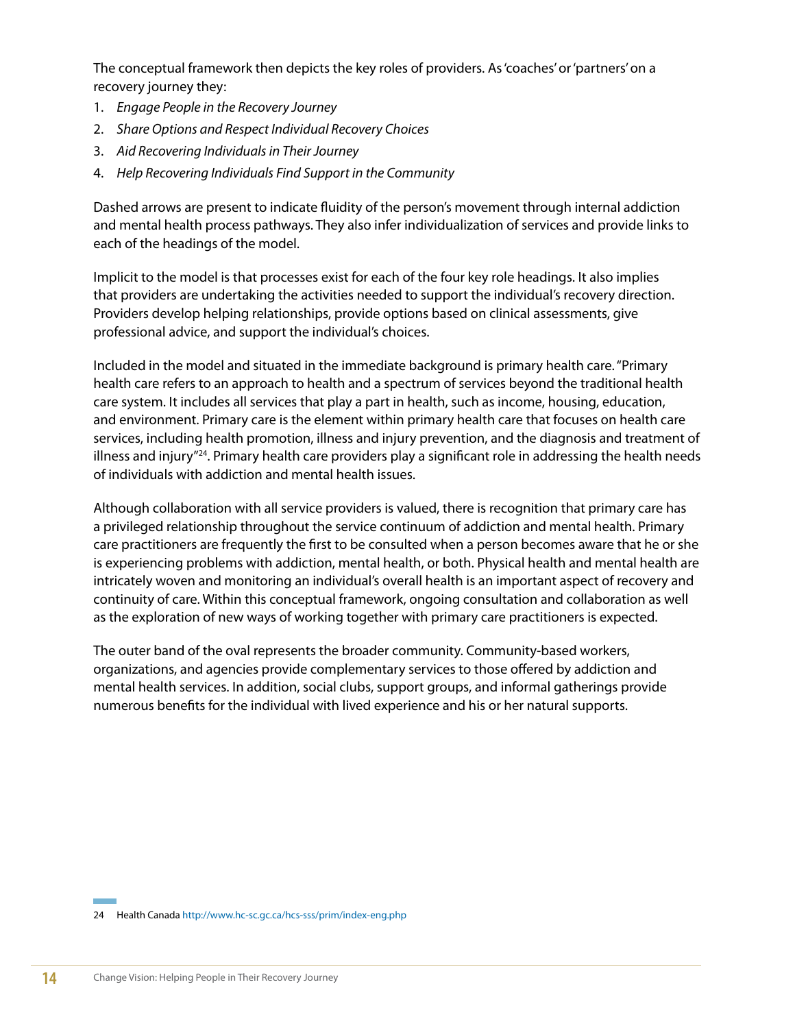The conceptual framework then depicts the key roles of providers. As 'coaches' or 'partners' on a recovery journey they:

1. *Engage People in the Recovery Journey*
2. *Share Options and Respect Individual Recovery Choices*
3. *Aid Recovering Individuals in Their Journey*
4. *Help Recovering Individuals Find Support in the Community*

Dashed arrows are present to indicate fluidity of the person's movement through internal addiction and mental health process pathways. They also infer individualization of services and provide links to each of the headings of the model.

Implicit to the model is that processes exist for each of the four key role headings. It also implies that providers are undertaking the activities needed to support the individual's recovery direction. Providers develop helping relationships, provide options based on clinical assessments, give professional advice, and support the individual's choices.

Included in the model and situated in the immediate background is primary health care. "Primary health care refers to an approach to health and a spectrum of services beyond the traditional health care system. It includes all services that play a part in health, such as income, housing, education, and environment. Primary care is the element within primary health care that focuses on health care services, including health promotion, illness and injury prevention, and the diagnosis and treatment of illness and injury"[24]. Primary health care providers play a significant role in addressing the health needs of individuals with addiction and mental health issues.

Although collaboration with all service providers is valued, there is recognition that primary care has a privileged relationship throughout the service continuum of addiction and mental health. Primary care practitioners are frequently the first to be consulted when a person becomes aware that he or she is experiencing problems with addiction, mental health, or both. Physical health and mental health are intricately woven and monitoring an individual's overall health is an important aspect of recovery and continuity of care. Within this conceptual framework, ongoing consultation and collaboration as well as the exploration of new ways of working together with primary care practitioners is expected.

The outer band of the oval represents the broader community. Community-based workers, organizations, and agencies provide complementary services to those offered by addiction and mental health services. In addition, social clubs, support groups, and informal gatherings provide numerous benefits for the individual with lived experience and his or her natural supports.

---

24 Health Canada http://www.hc-sc.gc.ca/hcs-sss/prim/index-eng.php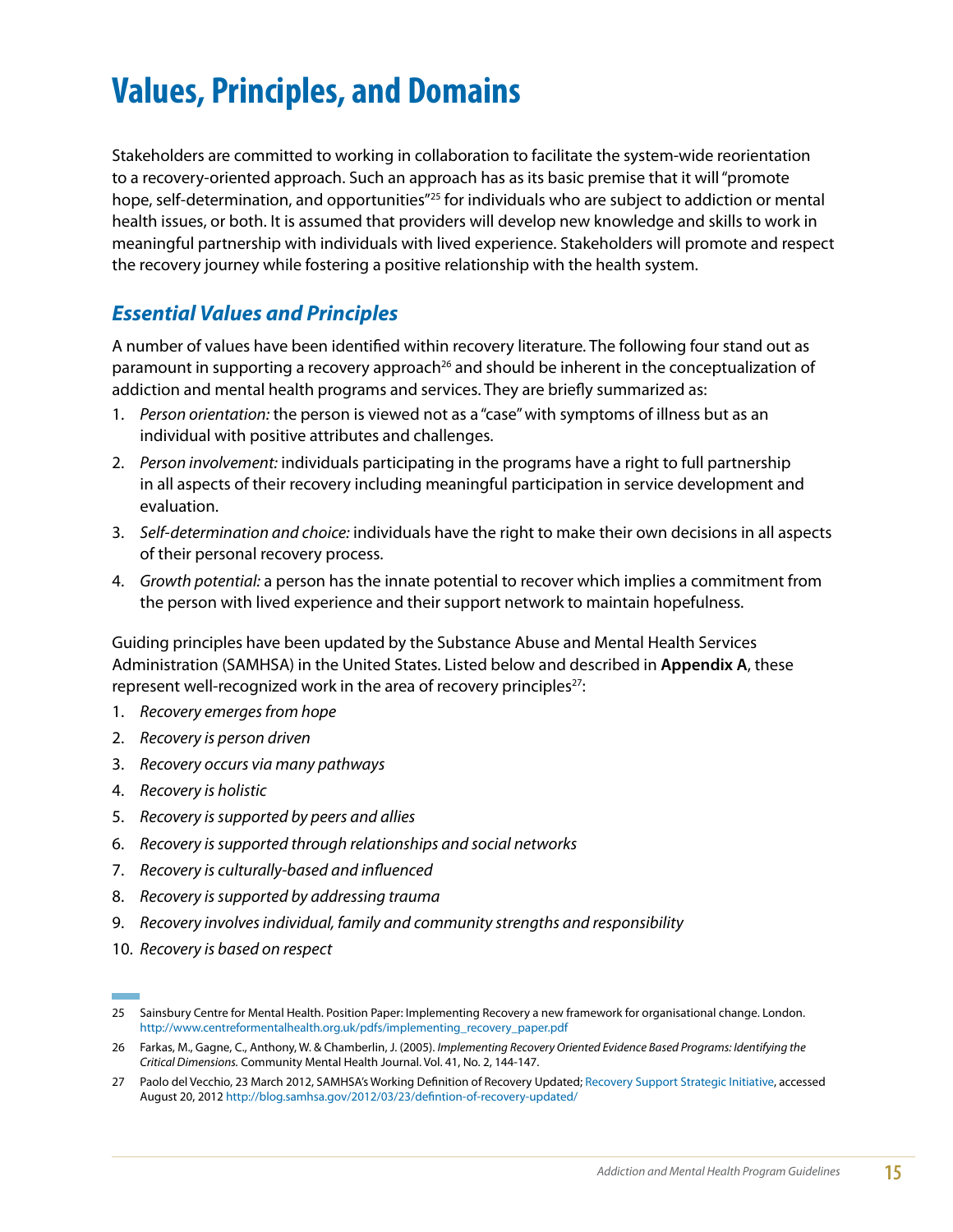# Values, Principles, and Domains

Stakeholders are committed to working in collaboration to facilitate the system-wide reorientation to a recovery-oriented approach. Such an approach has as its basic premise that it will "promote hope, self-determination, and opportunities"[25] for individuals who are subject to addiction or mental health issues, or both. It is assumed that providers will develop new knowledge and skills to work in meaningful partnership with individuals with lived experience. Stakeholders will promote and respect the recovery journey while fostering a positive relationship with the health system.

## *Essential Values and Principles*

A number of values have been identified within recovery literature. The following four stand out as paramount in supporting a recovery approach[26] and should be inherent in the conceptualization of addiction and mental health programs and services. They are briefly summarized as:

1. *Person orientation:* the person is viewed not as a "case" with symptoms of illness but as an individual with positive attributes and challenges.
2. *Person involvement:* individuals participating in the programs have a right to full partnership in all aspects of their recovery including meaningful participation in service development and evaluation.
3. *Self-determination and choice:* individuals have the right to make their own decisions in all aspects of their personal recovery process.
4. *Growth potential:* a person has the innate potential to recover which implies a commitment from the person with lived experience and their support network to maintain hopefulness.

Guiding principles have been updated by the Substance Abuse and Mental Health Services Administration (SAMHSA) in the United States. Listed below and described in **Appendix A**, these represent well-recognized work in the area of recovery principles[27]:

1. *Recovery emerges from hope*
2. *Recovery is person driven*
3. *Recovery occurs via many pathways*
4. *Recovery is holistic*
5. *Recovery is supported by peers and allies*
6. *Recovery is supported through relationships and social networks*
7. *Recovery is culturally-based and influenced*
8. *Recovery is supported by addressing trauma*
9. *Recovery involves individual, family and community strengths and responsibility*
10. *Recovery is based on respect*

---

25 Sainsbury Centre for Mental Health. Position Paper: Implementing Recovery a new framework for organisational change. London. http://www.centreformentalhealth.org.uk/pdfs/implementing_recovery_paper.pdf

26 Farkas, M., Gagne, C., Anthony, W. & Chamberlin, J. (2005). *Implementing Recovery Oriented Evidence Based Programs: Identifying the Critical Dimensions.* Community Mental Health Journal. Vol. 41, No. 2, 144-147.

27 Paolo del Vecchio, 23 March 2012, SAMHSA's Working Definition of Recovery Updated; Recovery Support Strategic Initiative, accessed August 20, 2012 http://blog.samhsa.gov/2012/03/23/defintion-of-recovery-updated/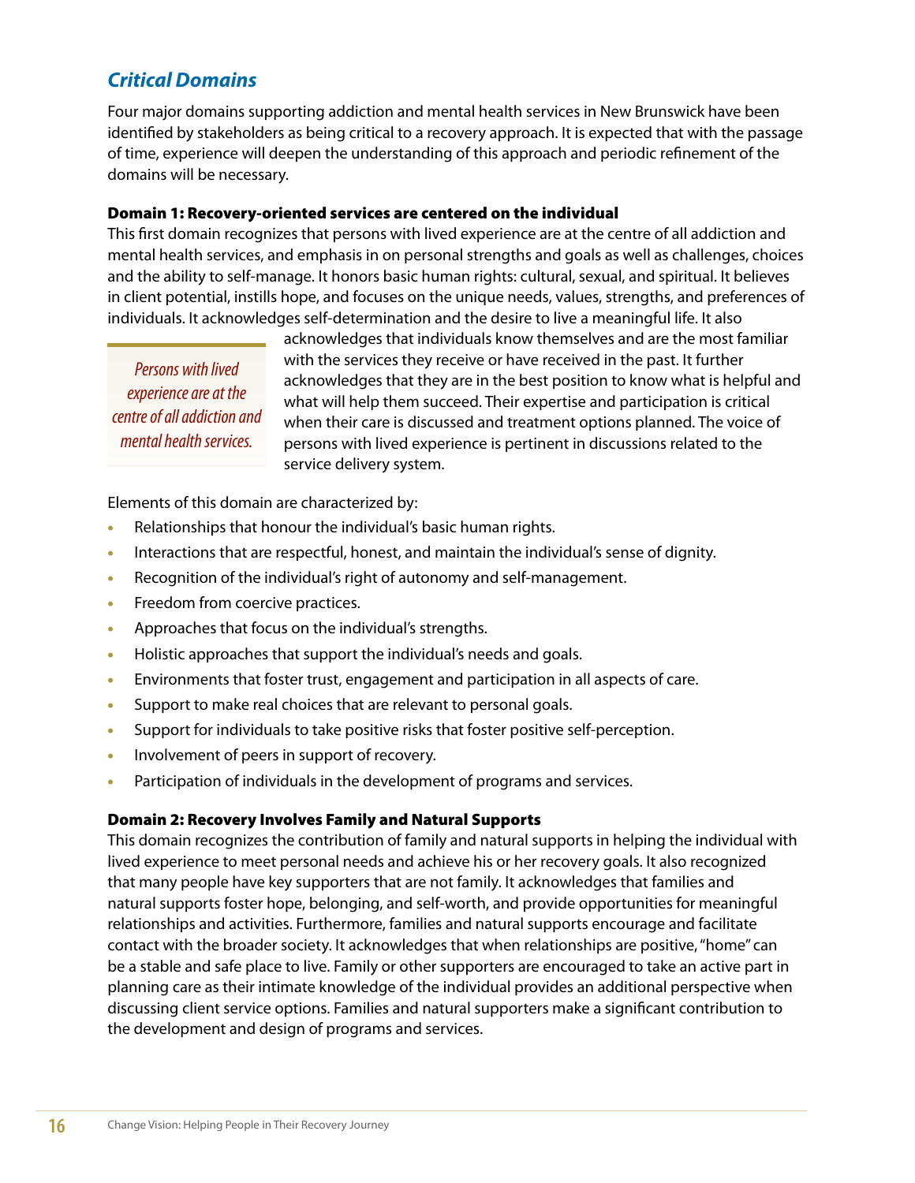## *Critical Domains*

Four major domains supporting addiction and mental health services in New Brunswick have been identified by stakeholders as being critical to a recovery approach. It is expected that with the passage of time, experience will deepen the understanding of this approach and periodic refinement of the domains will be necessary.

### Domain 1: Recovery-oriented services are centered on the individual

This first domain recognizes that persons with lived experience are at the centre of all addiction and mental health services, and emphasis in on personal strengths and goals as well as challenges, choices and the ability to self-manage. It honors basic human rights: cultural, sexual, and spiritual. It believes in client potential, instills hope, and focuses on the unique needs, values, strengths, and preferences of individuals. It acknowledges self-determination and the desire to live a meaningful life. It also acknowledges that individuals know themselves and are the most familiar with the services they receive or have received in the past. It further acknowledges that they are in the best position to know what is helpful and what will help them succeed. Their expertise and participation is critical when their care is discussed and treatment options planned. The voice of persons with lived experience is pertinent in discussions related to the service delivery system.

> *Persons with lived experience are at the centre of all addiction and mental health services.*

Elements of this domain are characterized by:

- Relationships that honour the individual's basic human rights.
- Interactions that are respectful, honest, and maintain the individual's sense of dignity.
- Recognition of the individual's right of autonomy and self-management.
- Freedom from coercive practices.
- Approaches that focus on the individual's strengths.
- Holistic approaches that support the individual's needs and goals.
- Environments that foster trust, engagement and participation in all aspects of care.
- Support to make real choices that are relevant to personal goals.
- Support for individuals to take positive risks that foster positive self-perception.
- Involvement of peers in support of recovery.
- Participation of individuals in the development of programs and services.

### Domain 2: Recovery Involves Family and Natural Supports

This domain recognizes the contribution of family and natural supports in helping the individual with lived experience to meet personal needs and achieve his or her recovery goals. It also recognized that many people have key supporters that are not family. It acknowledges that families and natural supports foster hope, belonging, and self-worth, and provide opportunities for meaningful relationships and activities. Furthermore, families and natural supports encourage and facilitate contact with the broader society. It acknowledges that when relationships are positive, "home" can be a stable and safe place to live. Family or other supporters are encouraged to take an active part in planning care as their intimate knowledge of the individual provides an additional perspective when discussing client service options. Families and natural supporters make a significant contribution to the development and design of programs and services.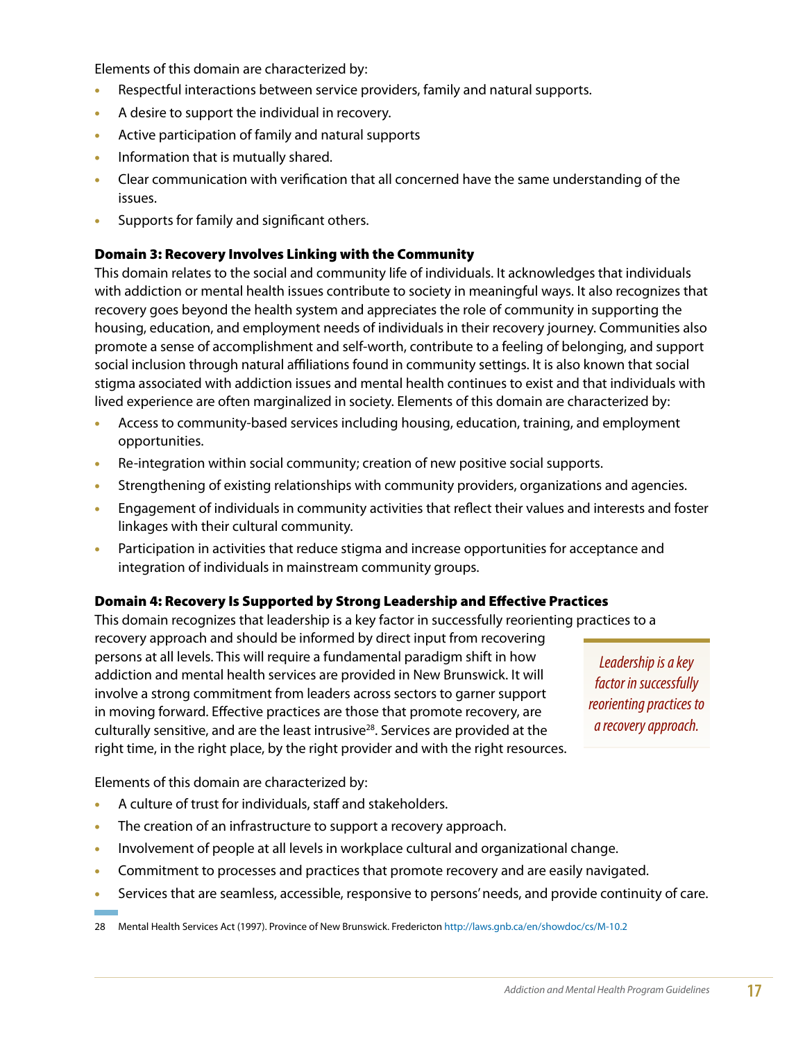Elements of this domain are characterized by:

- Respectful interactions between service providers, family and natural supports.
- A desire to support the individual in recovery.
- Active participation of family and natural supports
- Information that is mutually shared.
- Clear communication with verification that all concerned have the same understanding of the issues.
- Supports for family and significant others.

### Domain 3: Recovery Involves Linking with the Community

This domain relates to the social and community life of individuals. It acknowledges that individuals with addiction or mental health issues contribute to society in meaningful ways. It also recognizes that recovery goes beyond the health system and appreciates the role of community in supporting the housing, education, and employment needs of individuals in their recovery journey. Communities also promote a sense of accomplishment and self-worth, contribute to a feeling of belonging, and support social inclusion through natural affiliations found in community settings. It is also known that social stigma associated with addiction issues and mental health continues to exist and that individuals with lived experience are often marginalized in society. Elements of this domain are characterized by:

- Access to community-based services including housing, education, training, and employment opportunities.
- Re-integration within social community; creation of new positive social supports.
- Strengthening of existing relationships with community providers, organizations and agencies.
- Engagement of individuals in community activities that reflect their values and interests and foster linkages with their cultural community.
- Participation in activities that reduce stigma and increase opportunities for acceptance and integration of individuals in mainstream community groups.

### Domain 4: Recovery Is Supported by Strong Leadership and Effective Practices

This domain recognizes that leadership is a key factor in successfully reorienting practices to a recovery approach and should be informed by direct input from recovering persons at all levels. This will require a fundamental paradigm shift in how addiction and mental health services are provided in New Brunswick. It will involve a strong commitment from leaders across sectors to garner support in moving forward. Effective practices are those that promote recovery, are culturally sensitive, and are the least intrusive[28]. Services are provided at the right time, in the right place, by the right provider and with the right resources.

*Leadership is a key factor in successfully reorienting practices to a recovery approach.*

Elements of this domain are characterized by:

- A culture of trust for individuals, staff and stakeholders.
- The creation of an infrastructure to support a recovery approach.
- Involvement of people at all levels in workplace cultural and organizational change.
- Commitment to processes and practices that promote recovery and are easily navigated.
- Services that are seamless, accessible, responsive to persons' needs, and provide continuity of care.

28 Mental Health Services Act (1997). Province of New Brunswick. Fredericton http://laws.gnb.ca/en/showdoc/cs/M-10.2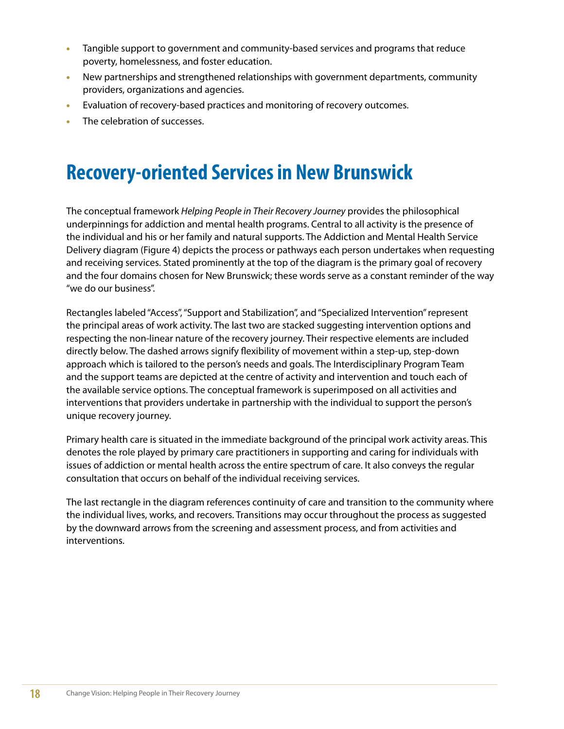- Tangible support to government and community-based services and programs that reduce poverty, homelessness, and foster education.
- New partnerships and strengthened relationships with government departments, community providers, organizations and agencies.
- Evaluation of recovery-based practices and monitoring of recovery outcomes.
- The celebration of successes.

# Recovery-oriented Services in New Brunswick

The conceptual framework *Helping People in Their Recovery Journey* provides the philosophical underpinnings for addiction and mental health programs. Central to all activity is the presence of the individual and his or her family and natural supports. The Addiction and Mental Health Service Delivery diagram (Figure 4) depicts the process or pathways each person undertakes when requesting and receiving services. Stated prominently at the top of the diagram is the primary goal of recovery and the four domains chosen for New Brunswick; these words serve as a constant reminder of the way "we do our business".

Rectangles labeled "Access", "Support and Stabilization", and "Specialized Intervention" represent the principal areas of work activity. The last two are stacked suggesting intervention options and respecting the non-linear nature of the recovery journey. Their respective elements are included directly below. The dashed arrows signify flexibility of movement within a step-up, step-down approach which is tailored to the person's needs and goals. The Interdisciplinary Program Team and the support teams are depicted at the centre of activity and intervention and touch each of the available service options. The conceptual framework is superimposed on all activities and interventions that providers undertake in partnership with the individual to support the person's unique recovery journey.

Primary health care is situated in the immediate background of the principal work activity areas. This denotes the role played by primary care practitioners in supporting and caring for individuals with issues of addiction or mental health across the entire spectrum of care. It also conveys the regular consultation that occurs on behalf of the individual receiving services.

The last rectangle in the diagram references continuity of care and transition to the community where the individual lives, works, and recovers. Transitions may occur throughout the process as suggested by the downward arrows from the screening and assessment process, and from activities and interventions.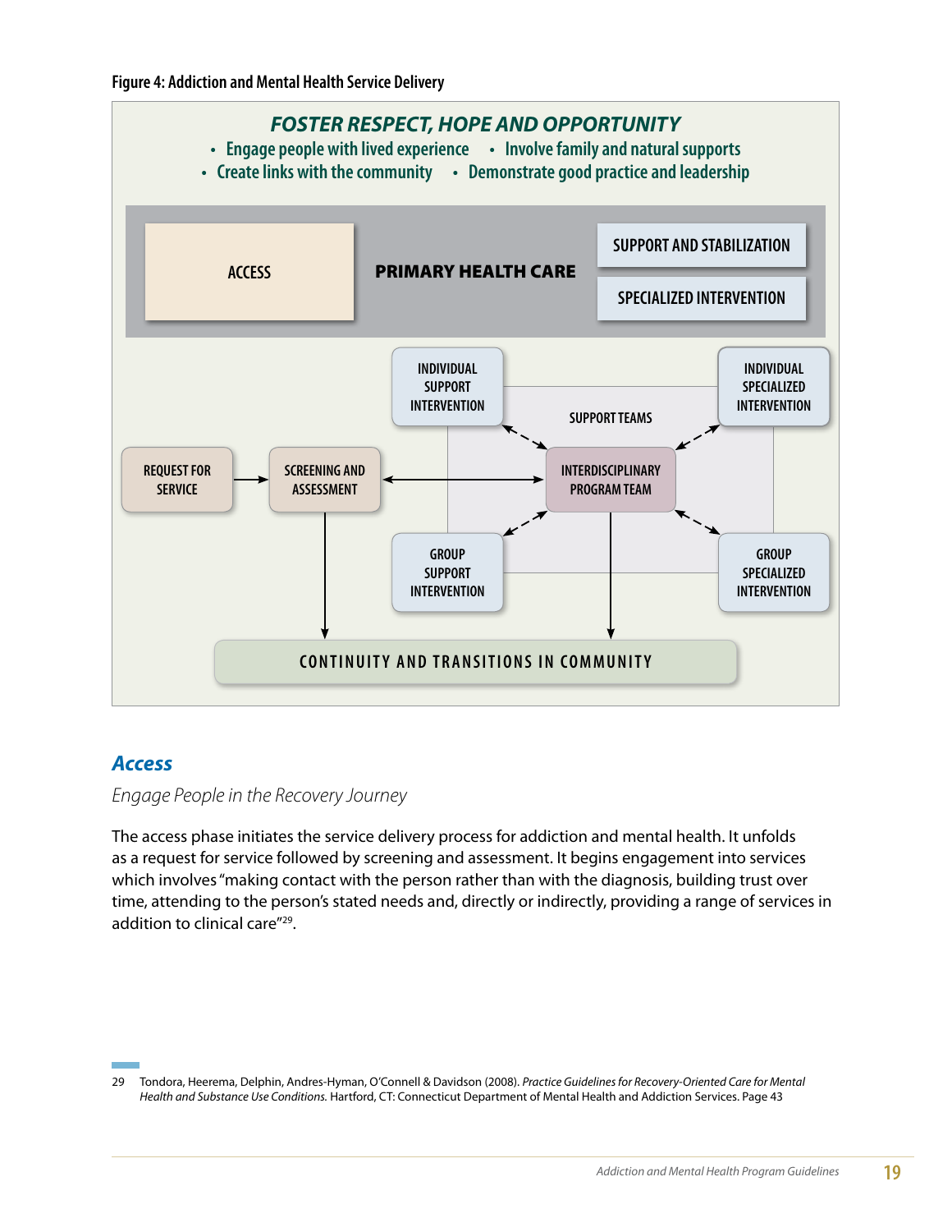Figure 4: Addiction and Mental Health Service Delivery

FOSTER RESPECT, HOPE AND OPPORTUNITY

- Engage people with lived experience
- Involve family and natural supports
- Create links with the community
- Demonstrate good practice and leadership

ACCESS

PRIMARY HEALTH CARE

SUPPORT AND STABILIZATION

SPECIALIZED INTERVENTION

INDIVIDUAL SUPPORT INTERVENTION

SUPPORT TEAMS

INDIVIDUAL SPECIALIZED INTERVENTION

REQUEST FOR SERVICE

SCREENING AND ASSESSMENT

INTERDISCIPLINARY PROGRAM TEAM

GROUP SUPPORT INTERVENTION

GROUP SPECIALIZED INTERVENTION

CONTINUITY AND TRANSITIONS IN COMMUNITY

## Access

*Engage People in the Recovery Journey*

The access phase initiates the service delivery process for addiction and mental health. It unfolds as a request for service followed by screening and assessment. It begins engagement into services which involves "making contact with the person rather than with the diagnosis, building trust over time, attending to the person's stated needs and, directly or indirectly, providing a range of services in addition to clinical care"[29].

29 Tondora, Heerema, Delphin, Andres-Hyman, O'Connell & Davidson (2008). *Practice Guidelines for Recovery-Oriented Care for Mental Health and Substance Use Conditions.* Hartford, CT: Connecticut Department of Mental Health and Addiction Services. Page 43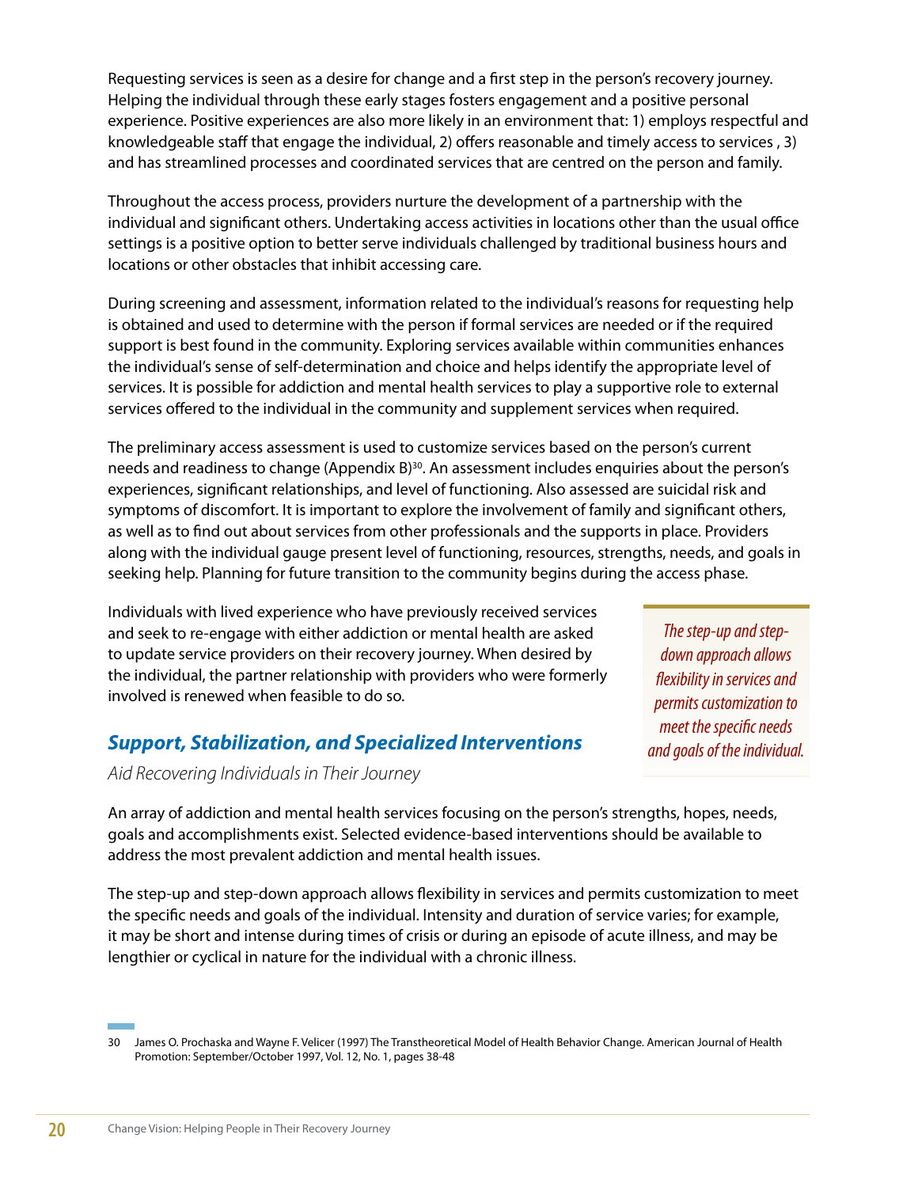Requesting services is seen as a desire for change and a first step in the person's recovery journey. Helping the individual through these early stages fosters engagement and a positive personal experience. Positive experiences are also more likely in an environment that: 1) employs respectful and knowledgeable staff that engage the individual, 2) offers reasonable and timely access to services , 3) and has streamlined processes and coordinated services that are centred on the person and family.

Throughout the access process, providers nurture the development of a partnership with the individual and significant others. Undertaking access activities in locations other than the usual office settings is a positive option to better serve individuals challenged by traditional business hours and locations or other obstacles that inhibit accessing care.

During screening and assessment, information related to the individual's reasons for requesting help is obtained and used to determine with the person if formal services are needed or if the required support is best found in the community. Exploring services available within communities enhances the individual's sense of self-determination and choice and helps identify the appropriate level of services. It is possible for addiction and mental health services to play a supportive role to external services offered to the individual in the community and supplement services when required.

The preliminary access assessment is used to customize services based on the person's current needs and readiness to change (Appendix B)[30]. An assessment includes enquiries about the person's experiences, significant relationships, and level of functioning. Also assessed are suicidal risk and symptoms of discomfort. It is important to explore the involvement of family and significant others, as well as to find out about services from other professionals and the supports in place. Providers along with the individual gauge present level of functioning, resources, strengths, needs, and goals in seeking help. Planning for future transition to the community begins during the access phase.

Individuals with lived experience who have previously received services and seek to re-engage with either addiction or mental health are asked to update service providers on their recovery journey. When desired by the individual, the partner relationship with providers who were formerly involved is renewed when feasible to do so.

*The step-up and step-down approach allows flexibility in services and permits customization to meet the specific needs and goals of the individual.*

## *Support, Stabilization, and Specialized Interventions*

*Aid Recovering Individuals in Their Journey*

An array of addiction and mental health services focusing on the person's strengths, hopes, needs, goals and accomplishments exist. Selected evidence-based interventions should be available to address the most prevalent addiction and mental health issues.

The step-up and step-down approach allows flexibility in services and permits customization to meet the specific needs and goals of the individual. Intensity and duration of service varies; for example, it may be short and intense during times of crisis or during an episode of acute illness, and may be lengthier or cyclical in nature for the individual with a chronic illness.

30 James O. Prochaska and Wayne F. Velicer (1997) The Transtheoretical Model of Health Behavior Change. American Journal of Health Promotion: September/October 1997, Vol. 12, No. 1, pages 38-48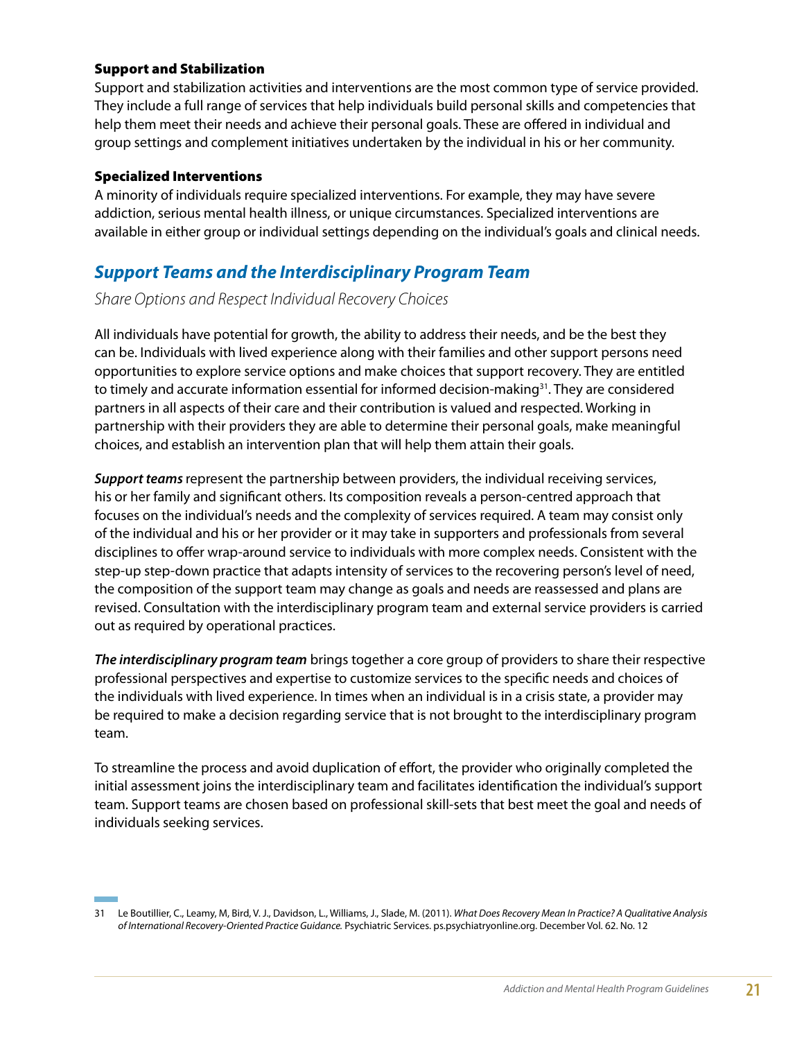### Support and Stabilization

Support and stabilization activities and interventions are the most common type of service provided. They include a full range of services that help individuals build personal skills and competencies that help them meet their needs and achieve their personal goals. These are offered in individual and group settings and complement initiatives undertaken by the individual in his or her community.

### Specialized Interventions

A minority of individuals require specialized interventions. For example, they may have severe addiction, serious mental health illness, or unique circumstances. Specialized interventions are available in either group or individual settings depending on the individual's goals and clinical needs.

## *Support Teams and the Interdisciplinary Program Team*

*Share Options and Respect Individual Recovery Choices*

All individuals have potential for growth, the ability to address their needs, and be the best they can be. Individuals with lived experience along with their families and other support persons need opportunities to explore service options and make choices that support recovery. They are entitled to timely and accurate information essential for informed decision-making[31]. They are considered partners in all aspects of their care and their contribution is valued and respected. Working in partnership with their providers they are able to determine their personal goals, make meaningful choices, and establish an intervention plan that will help them attain their goals.

***Support teams*** represent the partnership between providers, the individual receiving services, his or her family and significant others. Its composition reveals a person-centred approach that focuses on the individual's needs and the complexity of services required. A team may consist only of the individual and his or her provider or it may take in supporters and professionals from several disciplines to offer wrap-around service to individuals with more complex needs. Consistent with the step-up step-down practice that adapts intensity of services to the recovering person's level of need, the composition of the support team may change as goals and needs are reassessed and plans are revised. Consultation with the interdisciplinary program team and external service providers is carried out as required by operational practices.

***The interdisciplinary program team*** brings together a core group of providers to share their respective professional perspectives and expertise to customize services to the specific needs and choices of the individuals with lived experience. In times when an individual is in a crisis state, a provider may be required to make a decision regarding service that is not brought to the interdisciplinary program team.

To streamline the process and avoid duplication of effort, the provider who originally completed the initial assessment joins the interdisciplinary team and facilitates identification the individual's support team. Support teams are chosen based on professional skill-sets that best meet the goal and needs of individuals seeking services.

---

31 Le Boutillier, C., Leamy, M, Bird, V. J., Davidson, L., Williams, J., Slade, M. (2011). *What Does Recovery Mean In Practice? A Qualitative Analysis of International Recovery-Oriented Practice Guidance.* Psychiatric Services. ps.psychiatryonline.org. December Vol. 62. No. 12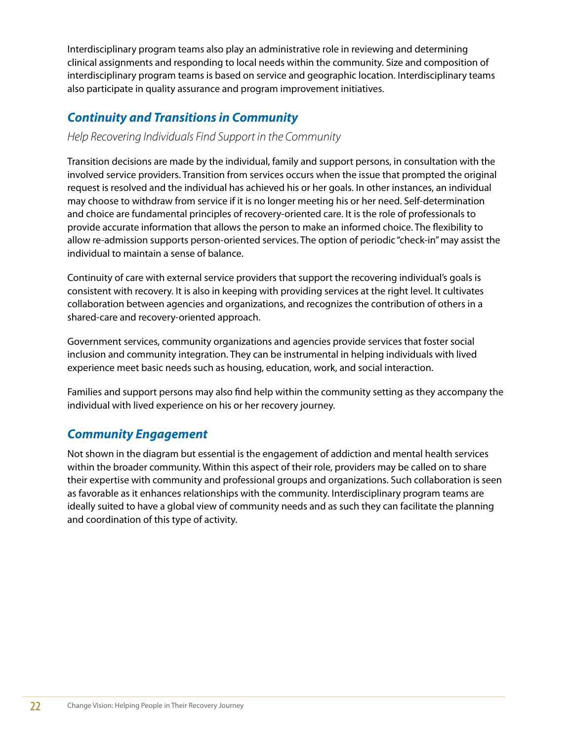Interdisciplinary program teams also play an administrative role in reviewing and determining clinical assignments and responding to local needs within the community. Size and composition of interdisciplinary program teams is based on service and geographic location. Interdisciplinary teams also participate in quality assurance and program improvement initiatives.

## *Continuity and Transitions in Community*

*Help Recovering Individuals Find Support in the Community*

Transition decisions are made by the individual, family and support persons, in consultation with the involved service providers. Transition from services occurs when the issue that prompted the original request is resolved and the individual has achieved his or her goals. In other instances, an individual may choose to withdraw from service if it is no longer meeting his or her need. Self-determination and choice are fundamental principles of recovery-oriented care. It is the role of professionals to provide accurate information that allows the person to make an informed choice. The flexibility to allow re-admission supports person-oriented services. The option of periodic "check-in" may assist the individual to maintain a sense of balance.

Continuity of care with external service providers that support the recovering individual's goals is consistent with recovery. It is also in keeping with providing services at the right level. It cultivates collaboration between agencies and organizations, and recognizes the contribution of others in a shared-care and recovery-oriented approach.

Government services, community organizations and agencies provide services that foster social inclusion and community integration. They can be instrumental in helping individuals with lived experience meet basic needs such as housing, education, work, and social interaction.

Families and support persons may also find help within the community setting as they accompany the individual with lived experience on his or her recovery journey.

## *Community Engagement*

Not shown in the diagram but essential is the engagement of addiction and mental health services within the broader community. Within this aspect of their role, providers may be called on to share their expertise with community and professional groups and organizations. Such collaboration is seen as favorable as it enhances relationships with the community. Interdisciplinary program teams are ideally suited to have a global view of community needs and as such they can facilitate the planning and coordination of this type of activity.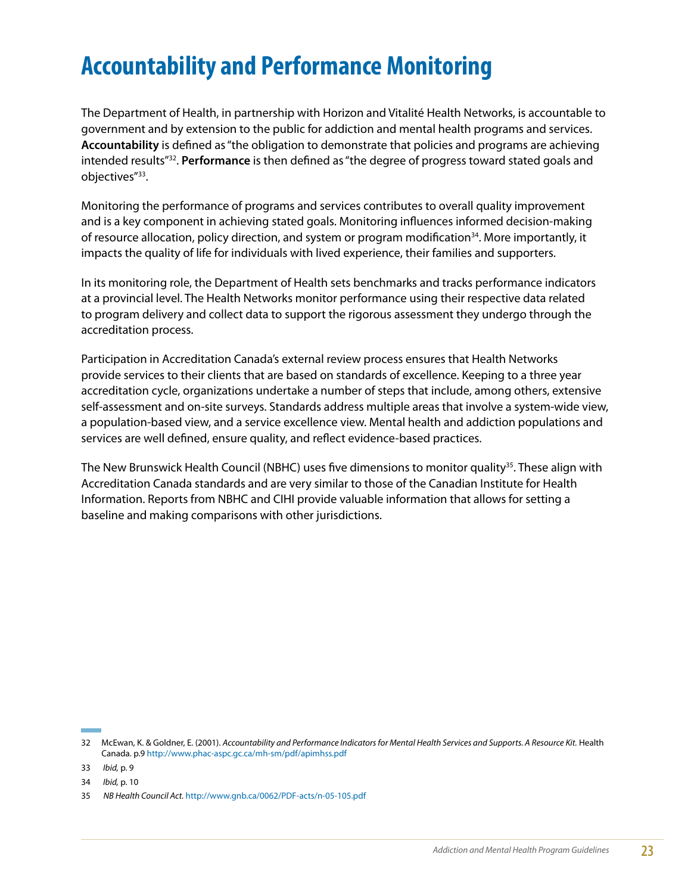# Accountability and Performance Monitoring

The Department of Health, in partnership with Horizon and Vitalité Health Networks, is accountable to government and by extension to the public for addiction and mental health programs and services. **Accountability** is defined as "the obligation to demonstrate that policies and programs are achieving intended results"[32]. **Performance** is then defined as "the degree of progress toward stated goals and objectives"[33].

Monitoring the performance of programs and services contributes to overall quality improvement and is a key component in achieving stated goals. Monitoring influences informed decision-making of resource allocation, policy direction, and system or program modification[34]. More importantly, it impacts the quality of life for individuals with lived experience, their families and supporters.

In its monitoring role, the Department of Health sets benchmarks and tracks performance indicators at a provincial level. The Health Networks monitor performance using their respective data related to program delivery and collect data to support the rigorous assessment they undergo through the accreditation process.

Participation in Accreditation Canada's external review process ensures that Health Networks provide services to their clients that are based on standards of excellence. Keeping to a three year accreditation cycle, organizations undertake a number of steps that include, among others, extensive self-assessment and on-site surveys. Standards address multiple areas that involve a system-wide view, a population-based view, and a service excellence view. Mental health and addiction populations and services are well defined, ensure quality, and reflect evidence-based practices.

The New Brunswick Health Council (NBHC) uses five dimensions to monitor quality[35]. These align with Accreditation Canada standards and are very similar to those of the Canadian Institute for Health Information. Reports from NBHC and CIHI provide valuable information that allows for setting a baseline and making comparisons with other jurisdictions.

---

32 McEwan, K. & Goldner, E. (2001). *Accountability and Performance Indicators for Mental Health Services and Supports. A Resource Kit.* Health Canada. p.9 http://www.phac-aspc.gc.ca/mh-sm/pdf/apimhss.pdf

33 *Ibid,* p. 9

34 *Ibid,* p. 10

35 *NB Health Council Act.* http://www.gnb.ca/0062/PDF-acts/n-05-105.pdf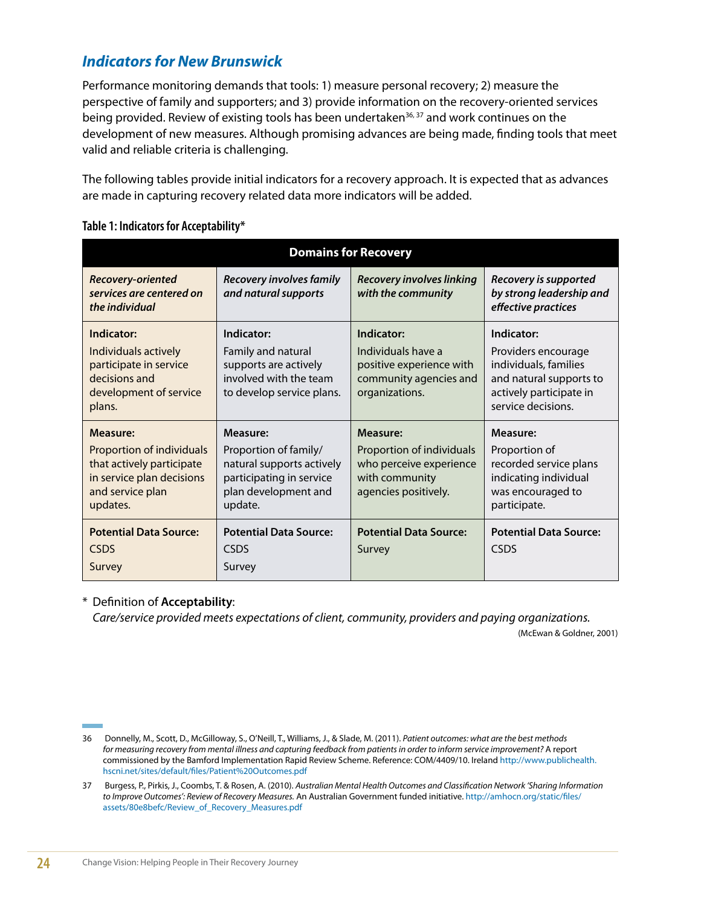## *Indicators for New Brunswick*

Performance monitoring demands that tools: 1) measure personal recovery; 2) measure the perspective of family and supporters; and 3) provide information on the recovery-oriented services being provided. Review of existing tools has been undertaken[36, 37] and work continues on the development of new measures. Although promising advances are being made, finding tools that meet valid and reliable criteria is challenging.

The following tables provide initial indicators for a recovery approach. It is expected that as advances are made in capturing recovery related data more indicators will be added.

**Table 1: Indicators for Acceptability***

| Domains for Recovery | | | |
|---|---|---|---|
| ***Recovery-oriented services are centered on the individual*** | ***Recovery involves family and natural supports*** | ***Recovery involves linking with the community*** | ***Recovery is supported by strong leadership and effective practices*** |
| **Indicator:** Individuals actively participate in service decisions and development of service plans. | **Indicator:** Family and natural supports are actively involved with the team to develop service plans. | **Indicator:** Individuals have a positive experience with community agencies and organizations. | **Indicator:** Providers encourage individuals, families and natural supports to actively participate in service decisions. |
| **Measure:** Proportion of individuals that actively participate in service plan decisions and service plan updates. | **Measure:** Proportion of family/ natural supports actively participating in service plan development and update. | **Measure:** Proportion of individuals who perceive experience with community agencies positively. | **Measure:** Proportion of recorded service plans indicating individual was encouraged to participate. |
| **Potential Data Source:** CSDS Survey | **Potential Data Source:** CSDS Survey | **Potential Data Source:** Survey | **Potential Data Source:** CSDS |

\* Definition of **Acceptability**:
*Care/service provided meets expectations of client, community, providers and paying organizations.*
(McEwan & Goldner, 2001)

---

36 Donnelly, M., Scott, D., McGilloway, S., O'Neill, T., Williams, J., & Slade, M. (2011). *Patient outcomes: what are the best methods for measuring recovery from mental illness and capturing feedback from patients in order to inform service improvement?* A report commissioned by the Bamford Implementation Rapid Review Scheme. Reference: COM/4409/10. Ireland http://www.publichealth.hscni.net/sites/default/files/Patient%20Outcomes.pdf

37 Burgess, P., Pirkis, J., Coombs, T. & Rosen, A. (2010). *Australian Mental Health Outcomes and Classification Network 'Sharing Information to Improve Outcomes': Review of Recovery Measures.* An Australian Government funded initiative. http://amhocn.org/static/files/assets/80e8befc/Review_of_Recovery_Measures.pdf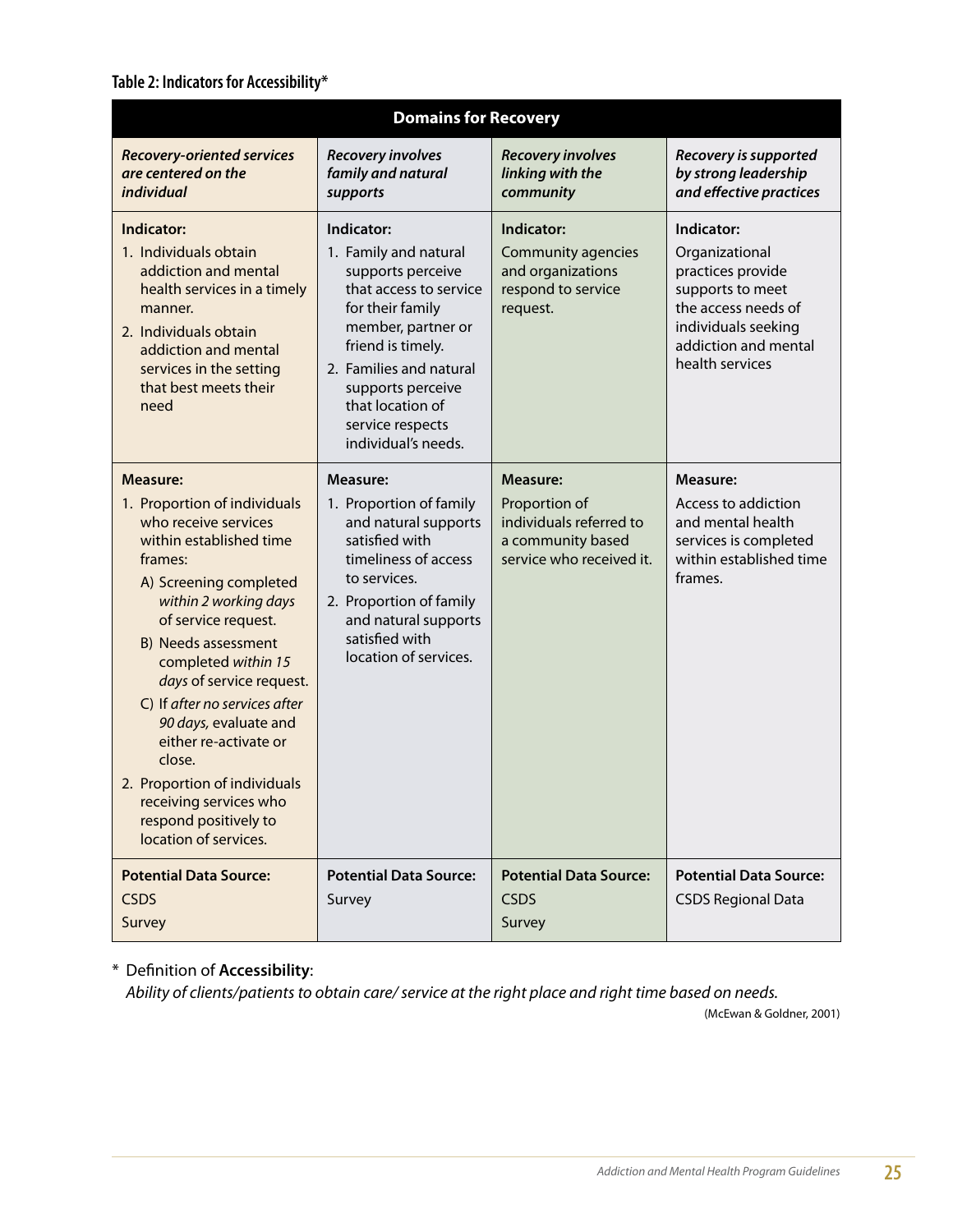**Table 2: Indicators for Accessibility***

| Domains for Recovery | | | |
|---|---|---|---|
| ***Recovery-oriented services are centered on the individual*** | ***Recovery involves family and natural supports*** | ***Recovery involves linking with the community*** | ***Recovery is supported by strong leadership and effective practices*** |
| **Indicator:**<br>1. Individuals obtain addiction and mental health services in a timely manner.<br>2. Individuals obtain addiction and mental services in the setting that best meets their need | **Indicator:**<br>1. Family and natural supports perceive that access to service for their family member, partner or friend is timely.<br>2. Families and natural supports perceive that location of service respects individual's needs. | **Indicator:**<br>Community agencies and organizations respond to service request. | **Indicator:**<br>Organizational practices provide supports to meet the access needs of individuals seeking addiction and mental health services |
| **Measure:**<br>1. Proportion of individuals who receive services within established time frames:<br>A) Screening completed *within 2 working days* of service request.<br>B) Needs assessment completed *within 15 days* of service request.<br>C) If *after no services after 90 days,* evaluate and either re-activate or close.<br>2. Proportion of individuals receiving services who respond positively to location of services. | **Measure:**<br>1. Proportion of family and natural supports satisfied with timeliness of access to services.<br>2. Proportion of family and natural supports satisfied with location of services. | **Measure:**<br>Proportion of individuals referred to a community based service who received it. | **Measure:**<br>Access to addiction and mental health services is completed within established time frames. |
| **Potential Data Source:**<br>CSDS<br>Survey | **Potential Data Source:**<br>Survey | **Potential Data Source:**<br>CSDS<br>Survey | **Potential Data Source:**<br>CSDS Regional Data |

\* Definition of **Accessibility**:
*Ability of clients/patients to obtain care/ service at the right place and right time based on needs.*
(McEwan & Goldner, 2001)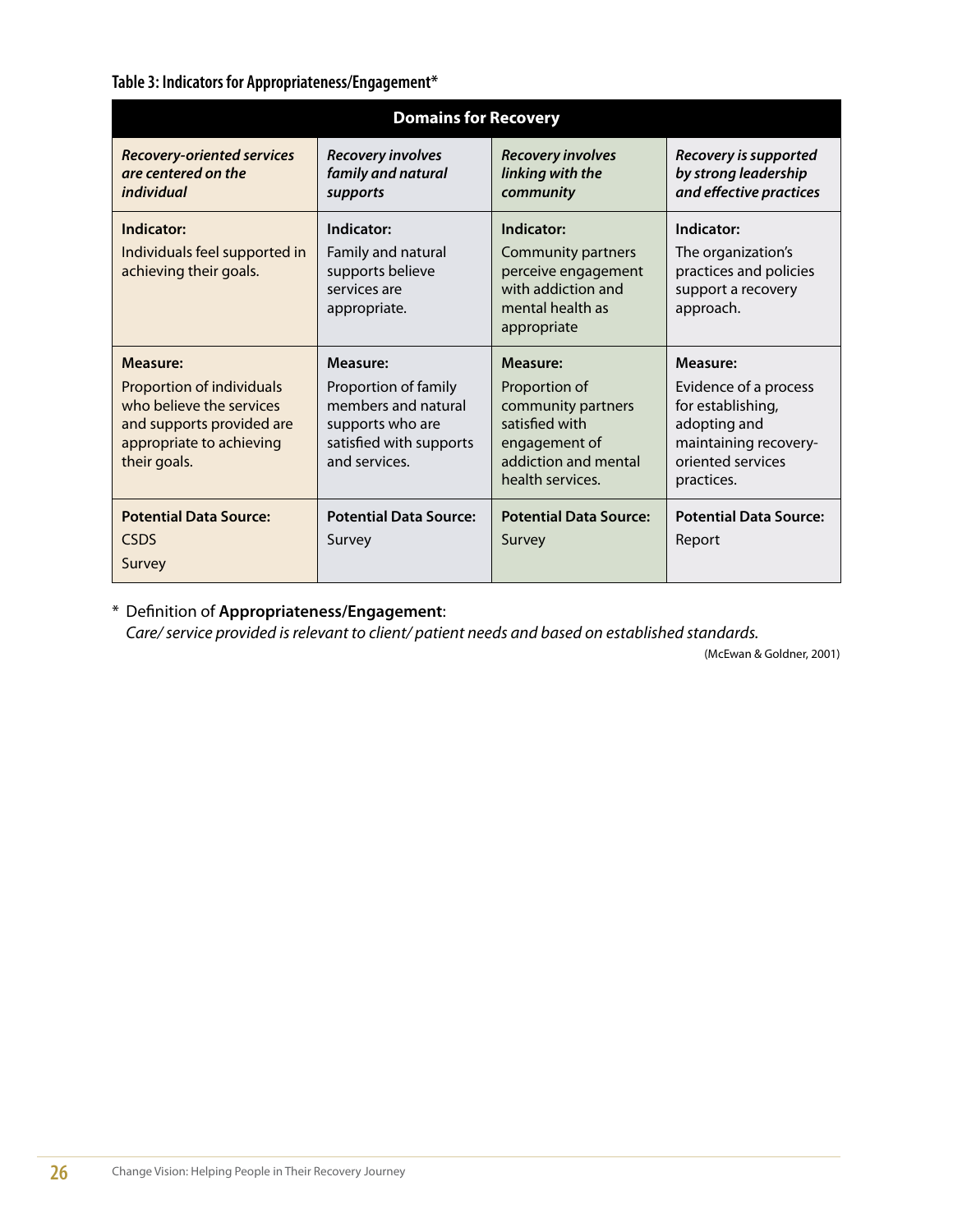**Table 3: Indicators for Appropriateness/Engagement***

| Domains for Recovery | | | |
|---|---|---|---|
| ***Recovery-oriented services are centered on the individual*** | ***Recovery involves family and natural supports*** | ***Recovery involves linking with the community*** | ***Recovery is supported by strong leadership and effective practices*** |
| **Indicator:** Individuals feel supported in achieving their goals. | **Indicator:** Family and natural supports believe services are appropriate. | **Indicator:** Community partners perceive engagement with addiction and mental health as appropriate | **Indicator:** The organization's practices and policies support a recovery approach. |
| **Measure:** Proportion of individuals who believe the services and supports provided are appropriate to achieving their goals. | **Measure:** Proportion of family members and natural supports who are satisfied with supports and services. | **Measure:** Proportion of community partners satisfied with engagement of addiction and mental health services. | **Measure:** Evidence of a process for establishing, adopting and maintaining recovery-oriented services practices. |
| **Potential Data Source:** CSDS<br>Survey | **Potential Data Source:** Survey | **Potential Data Source:** Survey | **Potential Data Source:** Report |

\* Definition of **Appropriateness/Engagement**:
*Care/ service provided is relevant to client/ patient needs and based on established standards.*

(McEwan & Goldner, 2001)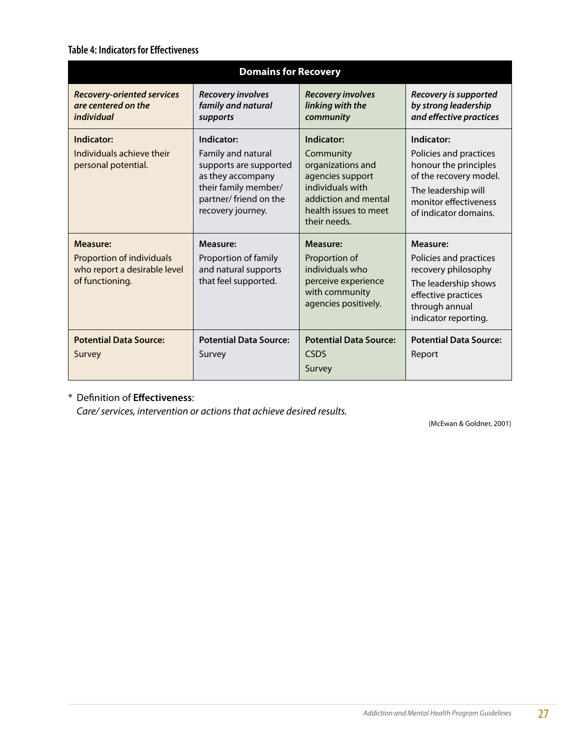**Table 4: Indicators for Effectiveness**

| Domains for Recovery | | | |
|---|---|---|---|
| ***Recovery-oriented services are centered on the individual*** | ***Recovery involves family and natural supports*** | ***Recovery involves linking with the community*** | ***Recovery is supported by strong leadership and effective practices*** |
| **Indicator:** Individuals achieve their personal potential. | **Indicator:** Family and natural supports are supported as they accompany their family member/ partner/ friend on the recovery journey. | **Indicator:** Community organizations and agencies support individuals with addiction and mental health issues to meet their needs. | **Indicator:** Policies and practices honour the principles of the recovery model. The leadership will monitor effectiveness of indicator domains. |
| **Measure:** Proportion of individuals who report a desirable level of functioning. | **Measure:** Proportion of family and natural supports that feel supported. | **Measure:** Proportion of individuals who perceive experience with community agencies positively. | **Measure:** Policies and practices recovery philosophy The leadership shows effective practices through annual indicator reporting. |
| **Potential Data Source:** Survey | **Potential Data Source:** Survey | **Potential Data Source:** CSDS Survey | **Potential Data Source:** Report |

\* Definition of **Effectiveness**:
*Care/ services, intervention or actions that achieve desired results.*

(McEwan & Goldner, 2001)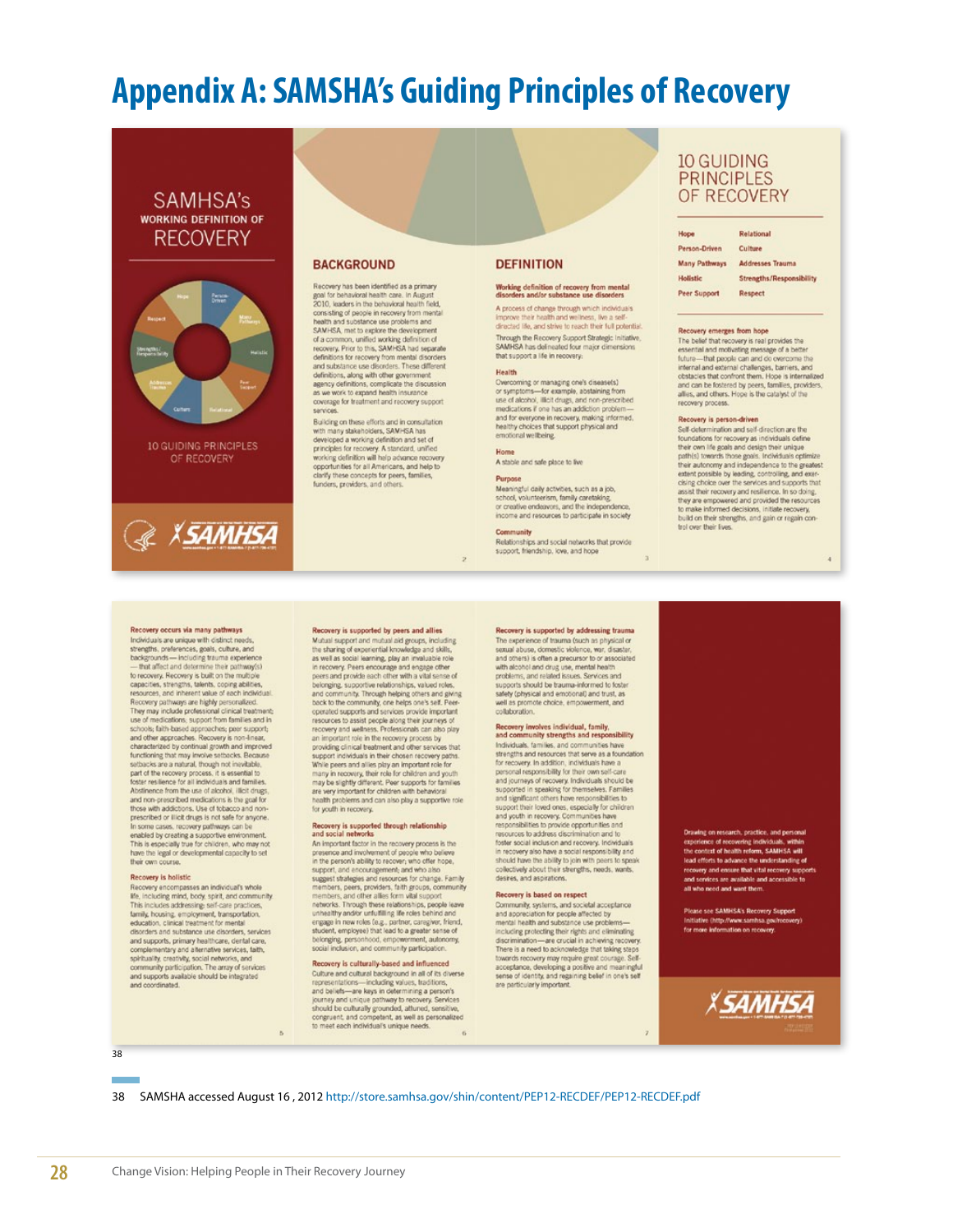# Appendix A: SAMSHA's Guiding Principles of Recovery

SAMHSA's WORKING DEFINITION OF RECOVERY

10 GUIDING PRINCIPLES OF RECOVERY

## BACKGROUND

Recovery has been identified as a primary goal for behavioral health care. In August 2010, leaders in the behavioral health field, consisting of people in recovery from mental health and substance use problems and SAMHSA, met to explore the development of a common, unified working definition of recovery. Prior to this, SAMHSA had separate definitions for recovery from mental disorders and substance use disorders. These different definitions, along with other government agency definitions, complicate the discussion as we work to expand health insurance coverage for treatment and recovery support services.

Building on these efforts and in consultation with many stakeholders, SAMHSA has developed a working definition and set of principles for recovery. A standard, unified working definition will help advance recovery opportunities for all Americans, and help to clarify these concepts for peers, families, funders, providers, and others.

## DEFINITION

**Working definition of recovery from mental disorders and/or substance use disorders**

A process of change through which individuals improve their health and wellness, live a self-directed life, and strive to reach their full potential.

Through the Recovery Support Strategic Initiative, SAMHSA has delineated four major dimensions that support a life in recovery:

**Health**

Overcoming or managing one's disease(s) or symptoms—for example, abstaining from use of alcohol, illicit drugs, and non-prescribed medications if one has an addiction problem—and for everyone in recovery, making informed, healthy choices that support physical and emotional wellbeing.

**Home**

A stable and safe place to live

**Purpose**

Meaningful daily activities, such as a job, school, volunteerism, family caretaking, or creative endeavors, and the independence, income and resources to participate in society

**Community**

Relationships and social networks that provide support, friendship, love, and hope

## 10 GUIDING PRINCIPLES OF RECOVERY

| | |
|---|---|
| Hope | Relational |
| Person-Driven | Culture |
| Many Pathways | Addresses Trauma |
| Holistic | Strengths/Responsibility |
| Peer Support | Respect |

**Recovery emerges from hope**

The belief that recovery is real provides the essential and motivating message of a better future—that people can and do overcome the internal and external challenges, barriers, and obstacles that confront them. Hope is internalized and can be fostered by peers, families, providers, allies, and others. Hope is the catalyst of the recovery process.

**Recovery is person-driven**

Self-determination and self-direction are the foundations for recovery as individuals define their own life goals and design their unique path(s) towards those goals. Individuals optimize their autonomy and independence to the greatest extent possible by leading, controlling, and exercising choice over the services and supports that assist their recovery and resilience. In so doing, they are empowered and provided the resources to make informed decisions, initiate recovery, build on their strengths, and gain or regain control over their lives.

**Recovery occurs via many pathways**

Individuals are unique with distinct needs, strengths, preferences, goals, culture, and backgrounds—including trauma experience—that affect and determine their pathway(s) to recovery. Recovery is built on the multiple capacities, strengths, talents, coping abilities, resources, and inherent value of each individual. Recovery pathways are highly personalized. They may include professional clinical treatment; use of medications; support from families and in schools; faith-based approaches; peer support; and other approaches. Recovery is non-linear, characterized by continual growth and improved functioning that may involve setbacks. Because setbacks are a natural, though not inevitable, part of the recovery process, it is essential to foster resilience for all individuals and families. Abstinence from the use of alcohol, illicit drugs, and non-prescribed medications is the goal for those with addictions. Use of tobacco and non-prescribed or illicit drugs is not safe for anyone. In some cases, recovery pathways can be enabled by creating a supportive environment. This is especially true for children, who may not have the legal or developmental capacity to set their own course.

**Recovery is holistic**

Recovery encompasses an individual's whole life, including mind, body, spirit, and community. This includes addressing: self-care practices, family, housing, employment, transportation, education, clinical treatment for mental disorders and substance use disorders, services and supports, primary healthcare, dental care, complementary and alternative services, faith, spirituality, creativity, social networks, and community participation. The array of services and supports available should be integrated and coordinated.

**Recovery is supported by peers and allies**

Mutual support and mutual aid groups, including the sharing of experiential knowledge and skills, as well as social learning, play an invaluable role in recovery. Peers encourage and engage other peers and provide each other with a vital sense of belonging, supportive relationships, valued roles, and community. Through helping others and giving back to the community, one helps one's self. Peer-operated supports and services provide important resources to assist people along their journeys of recovery and wellness. Professionals can also play an important role in the recovery process by providing clinical treatment and other services that support individuals in their chosen recovery paths. While peers and allies play an important role for many in recovery, their role for children and youth may be slightly different. Peer supports for families are very important for children with behavioral health problems and can also play a supportive role for youth in recovery.

**Recovery is supported through relationship and social networks**

An important factor in the recovery process is the presence and involvement of people who believe in the person's ability to recover; who offer hope, support, and encouragement; and who also suggest strategies and resources for change. Family members, peers, providers, faith groups, community members, and other allies form vital support networks. Through these relationships, people leave unhealthy and/or unfulfilling life roles behind and engage in new roles (e.g., partner, caregiver, friend, student, employee) that lead to a greater sense of belonging, personhood, empowerment, autonomy, social inclusion, and community participation.

**Recovery is culturally-based and influenced**

Culture and cultural background in all of its diverse representations—including values, traditions, and beliefs—are keys in determining a person's journey and unique pathway to recovery. Services should be culturally grounded, attuned, sensitive, congruent, and competent, as well as personalized to meet each individual's unique needs.

**Recovery is supported by addressing trauma**

The experience of trauma (such as physical or sexual abuse, domestic violence, war, disaster, and others) is often a precursor to or associated with alcohol and drug use, mental health problems, and related issues. Services and supports should be trauma-informed to foster safety (physical and emotional) and trust, as well as promote choice, empowerment, and collaboration.

**Recovery involves individual, family, and community strengths and responsibility**

Individuals, families, and communities have strengths and resources that serve as a foundation for recovery. In addition, individuals have a personal responsibility for their own self-care and journeys of recovery. Individuals should be supported in speaking for themselves. Families and significant others have responsibilities to support their loved ones, especially for children and youth in recovery. Communities have responsibilities to provide opportunities and resources to address discrimination and to foster social inclusion and recovery. Individuals in recovery also have a social responsibility and should have the ability to join with peers to speak collectively about their strengths, needs, wants, desires, and aspirations.

**Recovery is based on respect**

Community, systems, and societal acceptance and appreciation for people affected by mental health and substance use problems—including protecting their rights and eliminating discrimination—are crucial in achieving recovery. There is a need to acknowledge that taking steps towards recovery may require great courage. Self-acceptance, developing a positive and meaningful sense of identity, and regaining belief in one's self are particularly important.

Drawing on research, practice, and personal experience of recovering individuals, within the context of health reform, SAMHSA will lead efforts to advance the understanding of recovery and ensure that vital recovery supports and services are available and accessible to all who need and want them.

Please see SAMHSA's Recovery Support Initiative (http://www.samhsa.gov/recovery) for more information on recovery.

38

38 SAMSHA accessed August 16 , 2012 http://store.samhsa.gov/shin/content/PEP12-RECDEF/PEP12-RECDEF.pdf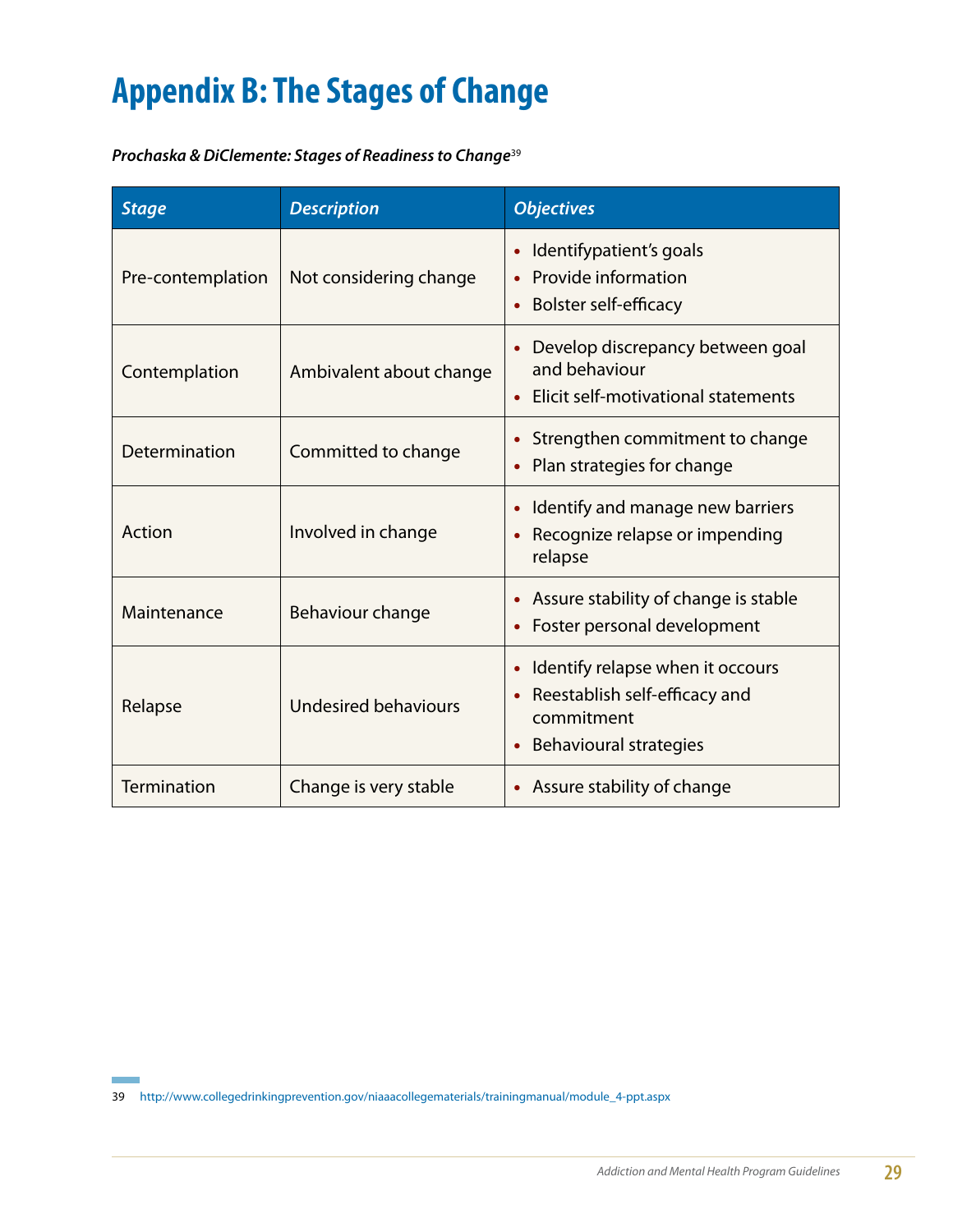# Appendix B: The Stages of Change

***Prochaska & DiClemente: Stages of Readiness to Change*** [39]

| *Stage* | *Description* | *Objectives* |
| --- | --- | --- |
| Pre-contemplation | Not considering change | • Identifypatient's goals<br>• Provide information<br>• Bolster self-efficacy |
| Contemplation | Ambivalent about change | • Develop discrepancy between goal and behaviour<br>• Elicit self-motivational statements |
| Determination | Committed to change | • Strengthen commitment to change<br>• Plan strategies for change |
| Action | Involved in change | • Identify and manage new barriers<br>• Recognize relapse or impending relapse |
| Maintenance | Behaviour change | • Assure stability of change is stable<br>• Foster personal development |
| Relapse | Undesired behaviours | • Identify relapse when it occours<br>• Reestablish self-efficacy and commitment<br>• Behavioural strategies |
| Termination | Change is very stable | • Assure stability of change |

39 http://www.collegedrinkingprevention.gov/niaaacollegematerials/trainingmanual/module_4-ppt.aspx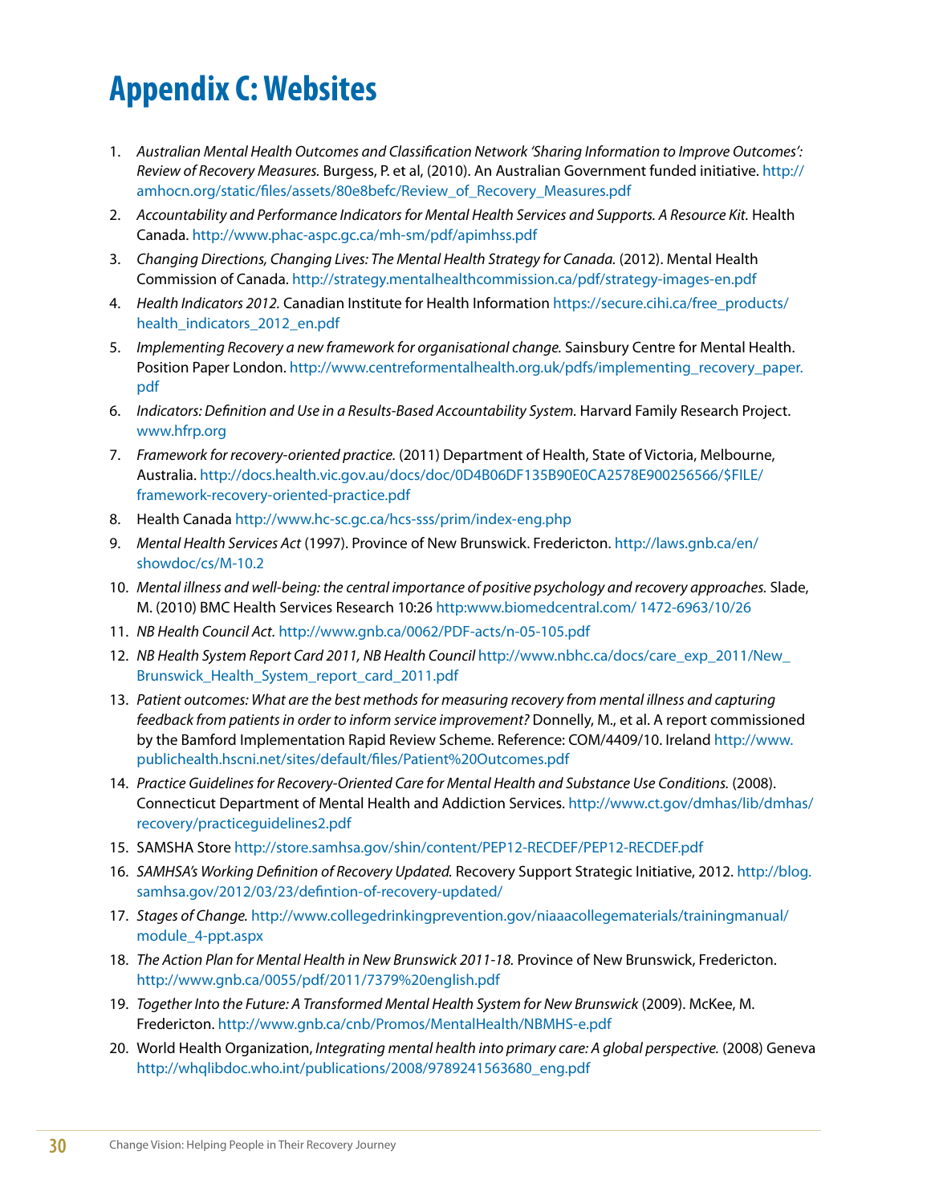# Appendix C: Websites

1. *Australian Mental Health Outcomes and Classification Network 'Sharing Information to Improve Outcomes': Review of Recovery Measures.* Burgess, P. et al, (2010). An Australian Government funded initiative. http://amhocn.org/static/files/assets/80e8befc/Review_of_Recovery_Measures.pdf
2. *Accountability and Performance Indicators for Mental Health Services and Supports. A Resource Kit.* Health Canada. http://www.phac-aspc.gc.ca/mh-sm/pdf/apimhss.pdf
3. *Changing Directions, Changing Lives: The Mental Health Strategy for Canada.* (2012). Mental Health Commission of Canada. http://strategy.mentalhealthcommission.ca/pdf/strategy-images-en.pdf
4. *Health Indicators 2012.* Canadian Institute for Health Information https://secure.cihi.ca/free_products/health_indicators_2012_en.pdf
5. *Implementing Recovery a new framework for organisational change.* Sainsbury Centre for Mental Health. Position Paper London. http://www.centreformentalhealth.org.uk/pdfs/implementing_recovery_paper.pdf
6. *Indicators: Definition and Use in a Results-Based Accountability System.* Harvard Family Research Project. www.hfrp.org
7. *Framework for recovery-oriented practice.* (2011) Department of Health, State of Victoria, Melbourne, Australia. http://docs.health.vic.gov.au/docs/doc/0D4B06DF135B90E0CA2578E900256566/$FILE/framework-recovery-oriented-practice.pdf
8. Health Canada http://www.hc-sc.gc.ca/hcs-sss/prim/index-eng.php
9. *Mental Health Services Act* (1997). Province of New Brunswick. Fredericton. http://laws.gnb.ca/en/showdoc/cs/M-10.2
10. *Mental illness and well-being: the central importance of positive psychology and recovery approaches.* Slade, M. (2010) BMC Health Services Research 10:26 http:www.biomedcentral.com/ 1472-6963/10/26
11. *NB Health Council Act.* http://www.gnb.ca/0062/PDF-acts/n-05-105.pdf
12. *NB Health System Report Card 2011, NB Health Council* http://www.nbhc.ca/docs/care_exp_2011/New_Brunswick_Health_System_report_card_2011.pdf
13. *Patient outcomes: What are the best methods for measuring recovery from mental illness and capturing feedback from patients in order to inform service improvement?* Donnelly, M., et al. A report commissioned by the Bamford Implementation Rapid Review Scheme. Reference: COM/4409/10. Ireland http://www.publichealth.hscni.net/sites/default/files/Patient%20Outcomes.pdf
14. *Practice Guidelines for Recovery-Oriented Care for Mental Health and Substance Use Conditions.* (2008). Connecticut Department of Mental Health and Addiction Services. http://www.ct.gov/dmhas/lib/dmhas/recovery/practiceguidelines2.pdf
15. SAMSHA Store http://store.samhsa.gov/shin/content/PEP12-RECDEF/PEP12-RECDEF.pdf
16. *SAMHSA's Working Definition of Recovery Updated.* Recovery Support Strategic Initiative, 2012. http://blog.samhsa.gov/2012/03/23/defintion-of-recovery-updated/
17. *Stages of Change.* http://www.collegedrinkingprevention.gov/niaaacollegematerials/trainingmanual/module_4-ppt.aspx
18. *The Action Plan for Mental Health in New Brunswick 2011-18.* Province of New Brunswick, Fredericton. http://www.gnb.ca/0055/pdf/2011/7379%20english.pdf
19. *Together Into the Future: A Transformed Mental Health System for New Brunswick* (2009). McKee, M. Fredericton. http://www.gnb.ca/cnb/Promos/MentalHealth/NBMHS-e.pdf
20. World Health Organization, *Integrating mental health into primary care: A global perspective.* (2008) Geneva http://whqlibdoc.who.int/publications/2008/9789241563680_eng.pdf